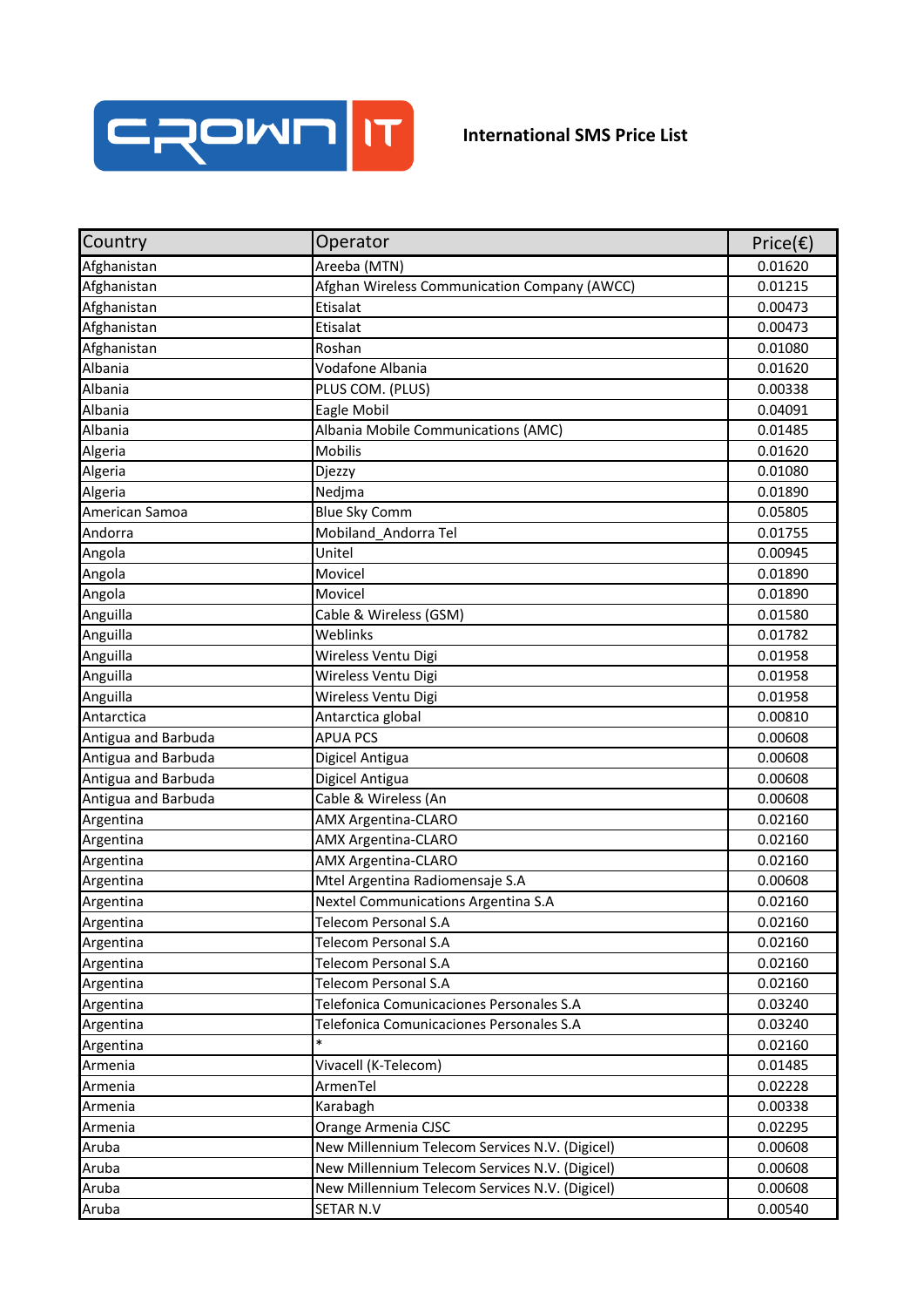# International SMS Price List

| Country | Operator | Price(€) |
|---|---|---|
| Afghanistan | Areeba (MTN) | 0.01620 |
| Afghanistan | Afghan Wireless Communication Company (AWCC) | 0.01215 |
| Afghanistan | Etisalat | 0.00473 |
| Afghanistan | Etisalat | 0.00473 |
| Afghanistan | Roshan | 0.01080 |
| Albania | Vodafone Albania | 0.01620 |
| Albania | PLUS COM. (PLUS) | 0.00338 |
| Albania | Eagle Mobil | 0.04091 |
| Albania | Albania Mobile Communications (AMC) | 0.01485 |
| Algeria | Mobilis | 0.01620 |
| Algeria | Djezzy | 0.01080 |
| Algeria | Nedjma | 0.01890 |
| American Samoa | Blue Sky Comm | 0.05805 |
| Andorra | Mobiland_Andorra Tel | 0.01755 |
| Angola | Unitel | 0.00945 |
| Angola | Movicel | 0.01890 |
| Angola | Movicel | 0.01890 |
| Anguilla | Cable & Wireless (GSM) | 0.01580 |
| Anguilla | Weblinks | 0.01782 |
| Anguilla | Wireless Ventu Digi | 0.01958 |
| Anguilla | Wireless Ventu Digi | 0.01958 |
| Anguilla | Wireless Ventu Digi | 0.01958 |
| Antarctica | Antarctica global | 0.00810 |
| Antigua and Barbuda | APUA PCS | 0.00608 |
| Antigua and Barbuda | Digicel Antigua | 0.00608 |
| Antigua and Barbuda | Digicel Antigua | 0.00608 |
| Antigua and Barbuda | Cable & Wireless (An | 0.00608 |
| Argentina | AMX Argentina-CLARO | 0.02160 |
| Argentina | AMX Argentina-CLARO | 0.02160 |
| Argentina | AMX Argentina-CLARO | 0.02160 |
| Argentina | Mtel Argentina Radiomensaje S.A | 0.00608 |
| Argentina | Nextel Communications Argentina S.A | 0.02160 |
| Argentina | Telecom Personal S.A | 0.02160 |
| Argentina | Telecom Personal S.A | 0.02160 |
| Argentina | Telecom Personal S.A | 0.02160 |
| Argentina | Telecom Personal S.A | 0.02160 |
| Argentina | Telefonica Comunicaciones Personales S.A | 0.03240 |
| Argentina | Telefonica Comunicaciones Personales S.A | 0.03240 |
| Argentina | * | 0.02160 |
| Armenia | Vivacell (K-Telecom) | 0.01485 |
| Armenia | ArmenTel | 0.02228 |
| Armenia | Karabagh | 0.00338 |
| Armenia | Orange Armenia CJSC | 0.02295 |
| Aruba | New Millennium Telecom Services N.V. (Digicel) | 0.00608 |
| Aruba | New Millennium Telecom Services N.V. (Digicel) | 0.00608 |
| Aruba | New Millennium Telecom Services N.V. (Digicel) | 0.00608 |
| Aruba | SETAR N.V | 0.00540 |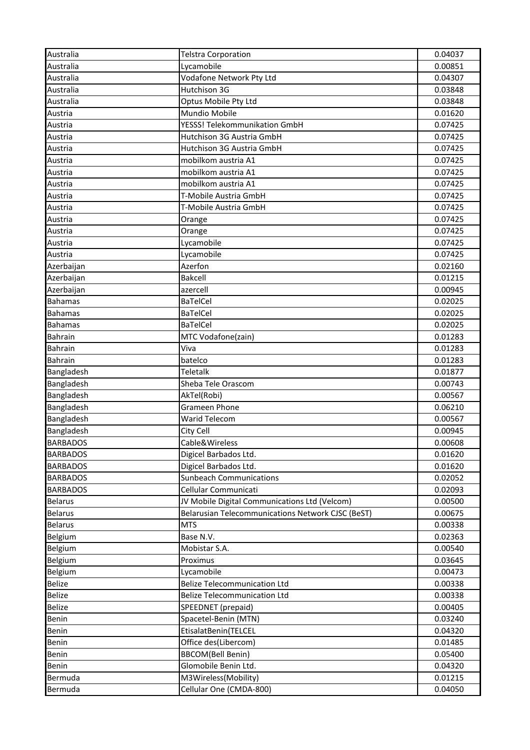| | | |
|---|---|---|
| Australia | Telstra Corporation | 0.04037 |
| Australia | Lycamobile | 0.00851 |
| Australia | Vodafone Network Pty Ltd | 0.04307 |
| Australia | Hutchison 3G | 0.03848 |
| Australia | Optus Mobile Pty Ltd | 0.03848 |
| Austria | Mundio Mobile | 0.01620 |
| Austria | YESSS! Telekommunikation GmbH | 0.07425 |
| Austria | Hutchison 3G Austria GmbH | 0.07425 |
| Austria | Hutchison 3G Austria GmbH | 0.07425 |
| Austria | mobilkom austria A1 | 0.07425 |
| Austria | mobilkom austria A1 | 0.07425 |
| Austria | mobilkom austria A1 | 0.07425 |
| Austria | T-Mobile Austria GmbH | 0.07425 |
| Austria | T-Mobile Austria GmbH | 0.07425 |
| Austria | Orange | 0.07425 |
| Austria | Orange | 0.07425 |
| Austria | Lycamobile | 0.07425 |
| Austria | Lycamobile | 0.07425 |
| Azerbaijan | Azerfon | 0.02160 |
| Azerbaijan | Bakcell | 0.01215 |
| Azerbaijan | azercell | 0.00945 |
| Bahamas | BaTelCel | 0.02025 |
| Bahamas | BaTelCel | 0.02025 |
| Bahamas | BaTelCel | 0.02025 |
| Bahrain | MTC Vodafone(zain) | 0.01283 |
| Bahrain | Viva | 0.01283 |
| Bahrain | batelco | 0.01283 |
| Bangladesh | Teletalk | 0.01877 |
| Bangladesh | Sheba Tele Orascom | 0.00743 |
| Bangladesh | AkTel(Robi) | 0.00567 |
| Bangladesh | Grameen Phone | 0.06210 |
| Bangladesh | Warid Telecom | 0.00567 |
| Bangladesh | City Cell | 0.00945 |
| BARBADOS | Cable&Wireless | 0.00608 |
| BARBADOS | Digicel Barbados Ltd. | 0.01620 |
| BARBADOS | Digicel Barbados Ltd. | 0.01620 |
| BARBADOS | Sunbeach Communications | 0.02052 |
| BARBADOS | Cellular Communicati | 0.02093 |
| Belarus | JV Mobile Digital Communications Ltd (Velcom) | 0.00500 |
| Belarus | Belarusian Telecommunications Network CJSC (BeST) | 0.00675 |
| Belarus | MTS | 0.00338 |
| Belgium | Base N.V. | 0.02363 |
| Belgium | Mobistar S.A. | 0.00540 |
| Belgium | Proximus | 0.03645 |
| Belgium | Lycamobile | 0.00473 |
| Belize | Belize Telecommunication Ltd | 0.00338 |
| Belize | Belize Telecommunication Ltd | 0.00338 |
| Belize | SPEEDNET (prepaid) | 0.00405 |
| Benin | Spacetel-Benin (MTN) | 0.03240 |
| Benin | EtisalatBenin(TELCEL | 0.04320 |
| Benin | Office des(Libercom) | 0.01485 |
| Benin | BBCOM(Bell Benin) | 0.05400 |
| Benin | Glomobile Benin Ltd. | 0.04320 |
| Bermuda | M3Wireless(Mobility) | 0.01215 |
| Bermuda | Cellular One (CMDA-800) | 0.04050 |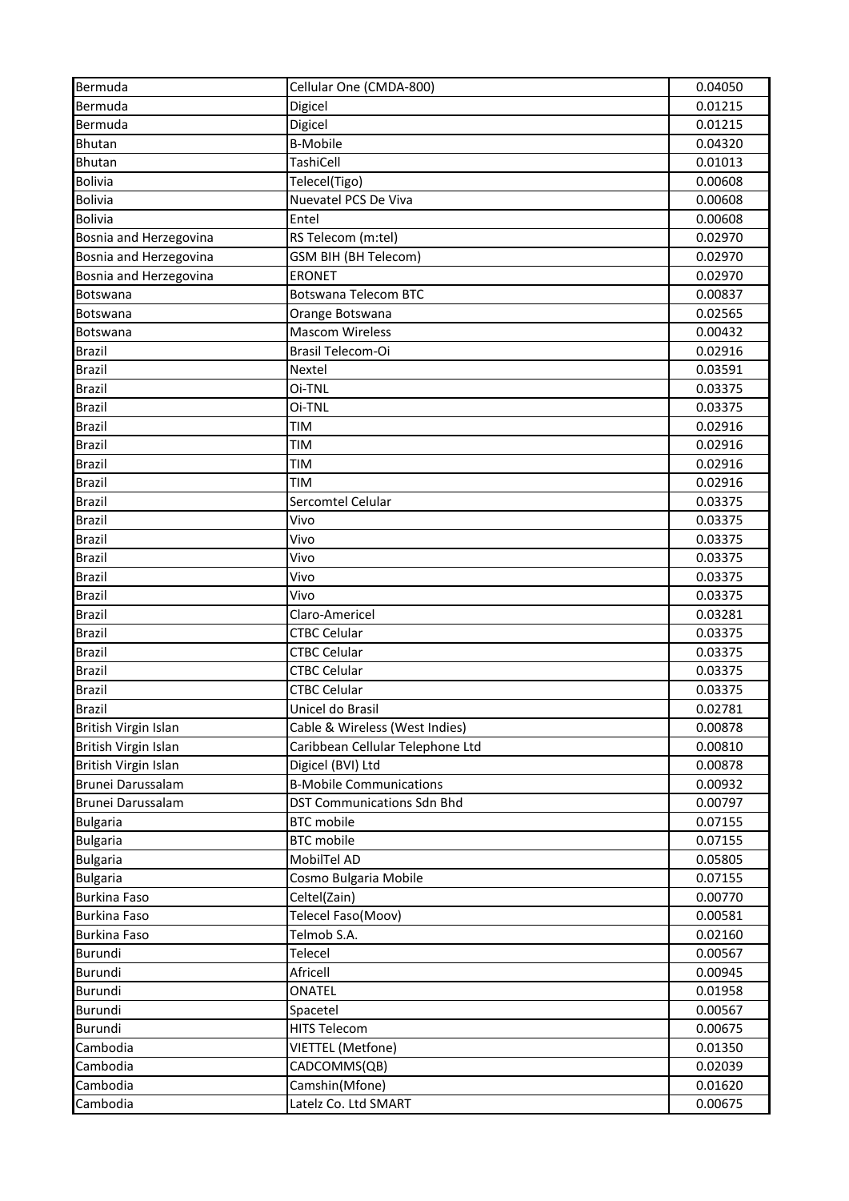| | | |
|---|---|---|
| Bermuda | Cellular One (CMDA-800) | 0.04050 |
| Bermuda | Digicel | 0.01215 |
| Bermuda | Digicel | 0.01215 |
| Bhutan | B-Mobile | 0.04320 |
| Bhutan | TashiCell | 0.01013 |
| Bolivia | Telecel(Tigo) | 0.00608 |
| Bolivia | Nuevatel PCS De Viva | 0.00608 |
| Bolivia | Entel | 0.00608 |
| Bosnia and Herzegovina | RS Telecom (m:tel) | 0.02970 |
| Bosnia and Herzegovina | GSM BIH (BH Telecom) | 0.02970 |
| Bosnia and Herzegovina | ERONET | 0.02970 |
| Botswana | Botswana Telecom BTC | 0.00837 |
| Botswana | Orange Botswana | 0.02565 |
| Botswana | Mascom Wireless | 0.00432 |
| Brazil | Brasil Telecom-Oi | 0.02916 |
| Brazil | Nextel | 0.03591 |
| Brazil | Oi-TNL | 0.03375 |
| Brazil | Oi-TNL | 0.03375 |
| Brazil | TIM | 0.02916 |
| Brazil | TIM | 0.02916 |
| Brazil | TIM | 0.02916 |
| Brazil | TIM | 0.02916 |
| Brazil | Sercomtel Celular | 0.03375 |
| Brazil | Vivo | 0.03375 |
| Brazil | Vivo | 0.03375 |
| Brazil | Vivo | 0.03375 |
| Brazil | Vivo | 0.03375 |
| Brazil | Vivo | 0.03375 |
| Brazil | Claro-Americel | 0.03281 |
| Brazil | CTBC Celular | 0.03375 |
| Brazil | CTBC Celular | 0.03375 |
| Brazil | CTBC Celular | 0.03375 |
| Brazil | CTBC Celular | 0.03375 |
| Brazil | Unicel do Brasil | 0.02781 |
| British Virgin Islan | Cable & Wireless (West Indies) | 0.00878 |
| British Virgin Islan | Caribbean Cellular Telephone Ltd | 0.00810 |
| British Virgin Islan | Digicel (BVI) Ltd | 0.00878 |
| Brunei Darussalam | B-Mobile Communications | 0.00932 |
| Brunei Darussalam | DST Communications Sdn Bhd | 0.00797 |
| Bulgaria | BTC mobile | 0.07155 |
| Bulgaria | BTC mobile | 0.07155 |
| Bulgaria | MobilTel AD | 0.05805 |
| Bulgaria | Cosmo Bulgaria Mobile | 0.07155 |
| Burkina Faso | Celtel(Zain) | 0.00770 |
| Burkina Faso | Telecel Faso(Moov) | 0.00581 |
| Burkina Faso | Telmob S.A. | 0.02160 |
| Burundi | Telecel | 0.00567 |
| Burundi | Africell | 0.00945 |
| Burundi | ONATEL | 0.01958 |
| Burundi | Spacetel | 0.00567 |
| Burundi | HITS Telecom | 0.00675 |
| Cambodia | VIETTEL (Metfone) | 0.01350 |
| Cambodia | CADCOMMS(QB) | 0.02039 |
| Cambodia | Camshin(Mfone) | 0.01620 |
| Cambodia | Latelz Co. Ltd SMART | 0.00675 |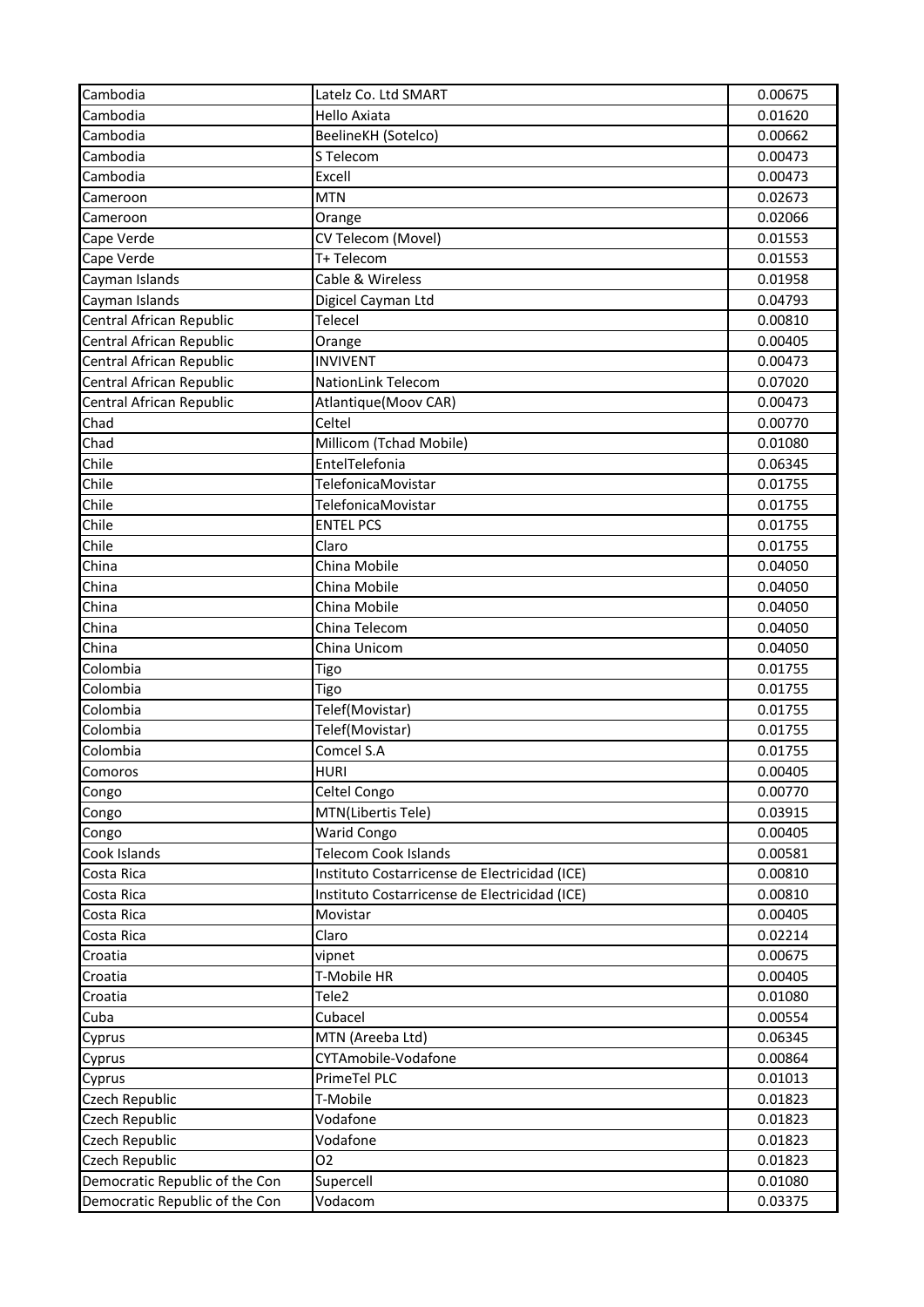| | | |
|---|---|---|
| Cambodia | Latelz Co. Ltd SMART | 0.00675 |
| Cambodia | Hello Axiata | 0.01620 |
| Cambodia | BeelineKH (Sotelco) | 0.00662 |
| Cambodia | S Telecom | 0.00473 |
| Cambodia | Excell | 0.00473 |
| Cameroon | MTN | 0.02673 |
| Cameroon | Orange | 0.02066 |
| Cape Verde | CV Telecom (Movel) | 0.01553 |
| Cape Verde | T+ Telecom | 0.01553 |
| Cayman Islands | Cable & Wireless | 0.01958 |
| Cayman Islands | Digicel Cayman Ltd | 0.04793 |
| Central African Republic | Telecel | 0.00810 |
| Central African Republic | Orange | 0.00405 |
| Central African Republic | INIVENT | 0.00473 |
| Central African Republic | NationLink Telecom | 0.07020 |
| Central African Republic | Atlantique(Moov CAR) | 0.00473 |
| Chad | Celtel | 0.00770 |
| Chad | Millicom (Tchad Mobile) | 0.01080 |
| Chile | EntelTelefonia | 0.06345 |
| Chile | TelefonicaMovistar | 0.01755 |
| Chile | TelefonicaMovistar | 0.01755 |
| Chile | ENTEL PCS | 0.01755 |
| Chile | Claro | 0.01755 |
| China | China Mobile | 0.04050 |
| China | China Mobile | 0.04050 |
| China | China Mobile | 0.04050 |
| China | China Telecom | 0.04050 |
| China | China Unicom | 0.04050 |
| Colombia | Tigo | 0.01755 |
| Colombia | Tigo | 0.01755 |
| Colombia | Telef(Movistar) | 0.01755 |
| Colombia | Telef(Movistar) | 0.01755 |
| Colombia | Comcel S.A | 0.01755 |
| Comoros | HURI | 0.00405 |
| Congo | Celtel Congo | 0.00770 |
| Congo | MTN(Libertis Tele) | 0.03915 |
| Congo | Warid Congo | 0.00405 |
| Cook Islands | Telecom Cook Islands | 0.00581 |
| Costa Rica | Instituto Costarricense de Electricidad (ICE) | 0.00810 |
| Costa Rica | Instituto Costarricense de Electricidad (ICE) | 0.00810 |
| Costa Rica | Movistar | 0.00405 |
| Costa Rica | Claro | 0.02214 |
| Croatia | vipnet | 0.00675 |
| Croatia | T-Mobile HR | 0.00405 |
| Croatia | Tele2 | 0.01080 |
| Cuba | Cubacel | 0.00554 |
| Cyprus | MTN (Areeba Ltd) | 0.06345 |
| Cyprus | CYTAmobile-Vodafone | 0.00864 |
| Cyprus | PrimeTel PLC | 0.01013 |
| Czech Republic | T-Mobile | 0.01823 |
| Czech Republic | Vodafone | 0.01823 |
| Czech Republic | Vodafone | 0.01823 |
| Czech Republic | O2 | 0.01823 |
| Democratic Republic of the Con | Supercell | 0.01080 |
| Democratic Republic of the Con | Vodacom | 0.03375 |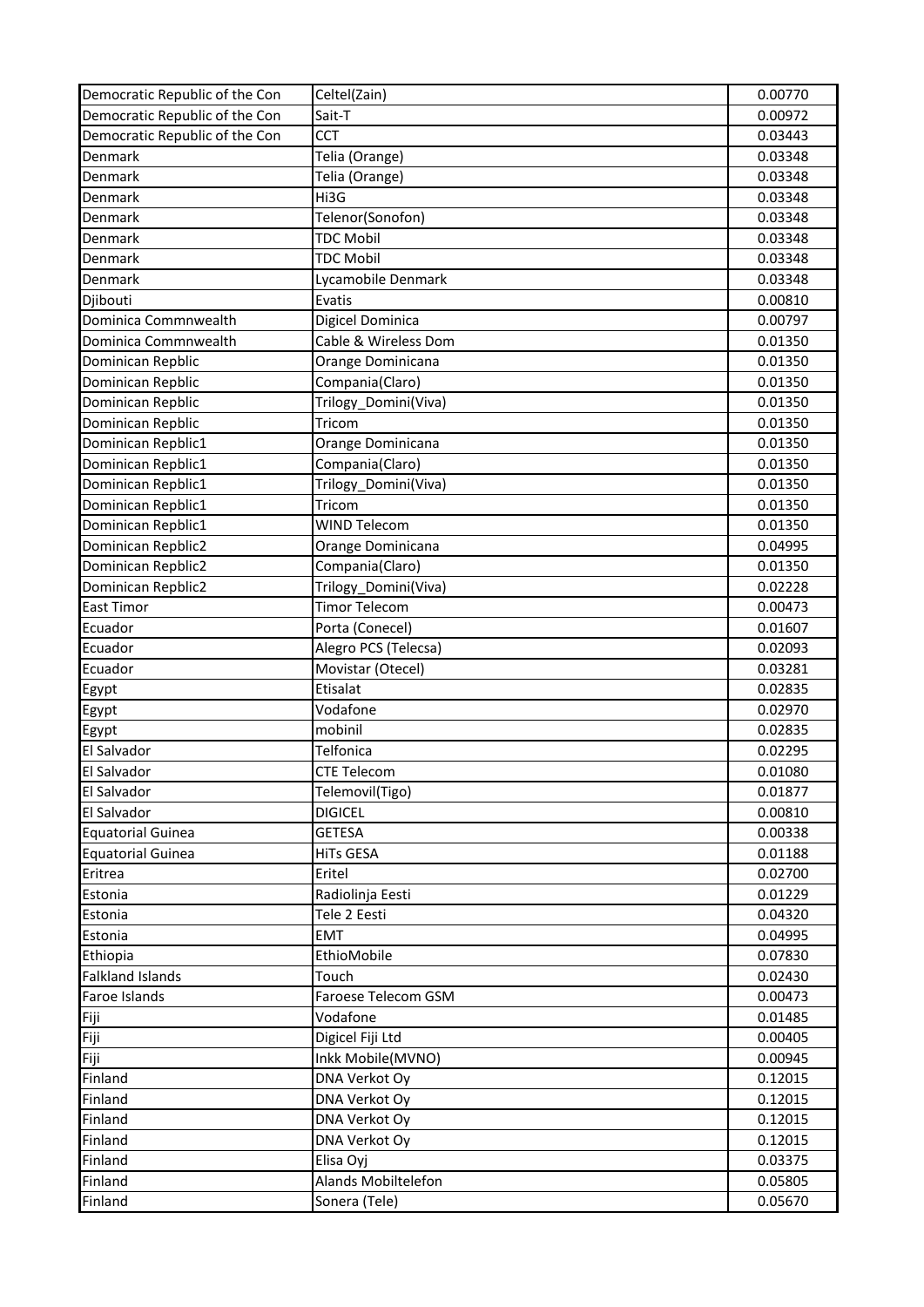| | | |
|---|---|---|
| Democratic Republic of the Con | Celtel(Zain) | 0.00770 |
| Democratic Republic of the Con | Sait-T | 0.00972 |
| Democratic Republic of the Con | CCT | 0.03443 |
| Denmark | Telia (Orange) | 0.03348 |
| Denmark | Telia (Orange) | 0.03348 |
| Denmark | Hi3G | 0.03348 |
| Denmark | Telenor(Sonofon) | 0.03348 |
| Denmark | TDC Mobil | 0.03348 |
| Denmark | TDC Mobil | 0.03348 |
| Denmark | Lycamobile Denmark | 0.03348 |
| Djibouti | Evatis | 0.00810 |
| Dominica Commnwealth | Digicel Dominica | 0.00797 |
| Dominica Commnwealth | Cable & Wireless Dom | 0.01350 |
| Dominican Repblic | Orange Dominicana | 0.01350 |
| Dominican Repblic | Compania(Claro) | 0.01350 |
| Dominican Repblic | Trilogy_Domini(Viva) | 0.01350 |
| Dominican Repblic | Tricom | 0.01350 |
| Dominican Repblic1 | Orange Dominicana | 0.01350 |
| Dominican Repblic1 | Compania(Claro) | 0.01350 |
| Dominican Repblic1 | Trilogy_Domini(Viva) | 0.01350 |
| Dominican Repblic1 | Tricom | 0.01350 |
| Dominican Repblic1 | WIND Telecom | 0.01350 |
| Dominican Repblic2 | Orange Dominicana | 0.04995 |
| Dominican Repblic2 | Compania(Claro) | 0.01350 |
| Dominican Repblic2 | Trilogy_Domini(Viva) | 0.02228 |
| East Timor | Timor Telecom | 0.00473 |
| Ecuador | Porta (Conecel) | 0.01607 |
| Ecuador | Alegro PCS (Telecsa) | 0.02093 |
| Ecuador | Movistar (Otecel) | 0.03281 |
| Egypt | Etisalat | 0.02835 |
| Egypt | Vodafone | 0.02970 |
| Egypt | mobinil | 0.02835 |
| El Salvador | Telfonica | 0.02295 |
| El Salvador | CTE Telecom | 0.01080 |
| El Salvador | Telemovil(Tigo) | 0.01877 |
| El Salvador | DIGICEL | 0.00810 |
| Equatorial Guinea | GETESA | 0.00338 |
| Equatorial Guinea | HiTs GESA | 0.01188 |
| Eritrea | Eritel | 0.02700 |
| Estonia | Radiolinja Eesti | 0.01229 |
| Estonia | Tele 2 Eesti | 0.04320 |
| Estonia | EMT | 0.04995 |
| Ethiopia | EthioMobile | 0.07830 |
| Falkland Islands | Touch | 0.02430 |
| Faroe Islands | Faroese Telecom GSM | 0.00473 |
| Fiji | Vodafone | 0.01485 |
| Fiji | Digicel Fiji Ltd | 0.00405 |
| Fiji | Inkk Mobile(MVNO) | 0.00945 |
| Finland | DNA Verkot Oy | 0.12015 |
| Finland | DNA Verkot Oy | 0.12015 |
| Finland | DNA Verkot Oy | 0.12015 |
| Finland | DNA Verkot Oy | 0.12015 |
| Finland | Elisa Oyj | 0.03375 |
| Finland | Alands Mobiltelefon | 0.05805 |
| Finland | Sonera (Tele) | 0.05670 |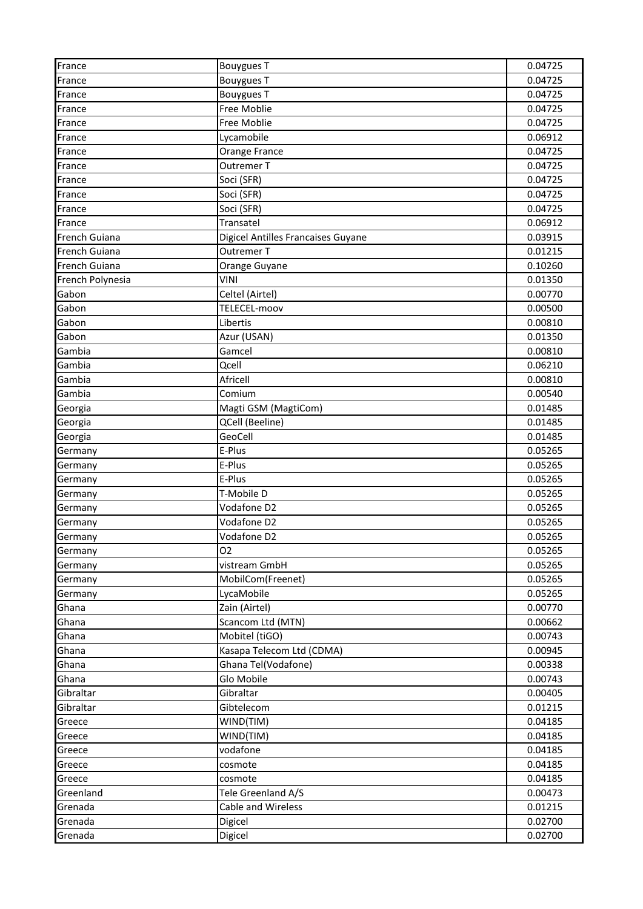| | | |
|---|---|---|
| France | Bouygues T | 0.04725 |
| France | Bouygues T | 0.04725 |
| France | Bouygues T | 0.04725 |
| France | Free Moblie | 0.04725 |
| France | Free Moblie | 0.04725 |
| France | Lycamobile | 0.06912 |
| France | Orange France | 0.04725 |
| France | Outremer T | 0.04725 |
| France | Soci (SFR) | 0.04725 |
| France | Soci (SFR) | 0.04725 |
| France | Soci (SFR) | 0.04725 |
| France | Transatel | 0.06912 |
| French Guiana | Digicel Antilles Francaises Guyane | 0.03915 |
| French Guiana | Outremer T | 0.01215 |
| French Guiana | Orange Guyane | 0.10260 |
| French Polynesia | VINI | 0.01350 |
| Gabon | Celtel (Airtel) | 0.00770 |
| Gabon | TELECEL-moov | 0.00500 |
| Gabon | Libertis | 0.00810 |
| Gabon | Azur (USAN) | 0.01350 |
| Gambia | Gamcel | 0.00810 |
| Gambia | Qcell | 0.06210 |
| Gambia | Africell | 0.00810 |
| Gambia | Comium | 0.00540 |
| Georgia | Magti GSM (MagtiCom) | 0.01485 |
| Georgia | QCell (Beeline) | 0.01485 |
| Georgia | GeoCell | 0.01485 |
| Germany | E-Plus | 0.05265 |
| Germany | E-Plus | 0.05265 |
| Germany | E-Plus | 0.05265 |
| Germany | T-Mobile D | 0.05265 |
| Germany | Vodafone D2 | 0.05265 |
| Germany | Vodafone D2 | 0.05265 |
| Germany | Vodafone D2 | 0.05265 |
| Germany | O2 | 0.05265 |
| Germany | vistream GmbH | 0.05265 |
| Germany | MobilCom(Freenet) | 0.05265 |
| Germany | LycaMobile | 0.05265 |
| Ghana | Zain (Airtel) | 0.00770 |
| Ghana | Scancom Ltd (MTN) | 0.00662 |
| Ghana | Mobitel (tiGO) | 0.00743 |
| Ghana | Kasapa Telecom Ltd (CDMA) | 0.00945 |
| Ghana | Ghana Tel(Vodafone) | 0.00338 |
| Ghana | Glo Mobile | 0.00743 |
| Gibraltar | Gibraltar | 0.00405 |
| Gibraltar | Gibtelecom | 0.01215 |
| Greece | WIND(TIM) | 0.04185 |
| Greece | WIND(TIM) | 0.04185 |
| Greece | vodafone | 0.04185 |
| Greece | cosmote | 0.04185 |
| Greece | cosmote | 0.04185 |
| Greenland | Tele Greenland A/S | 0.00473 |
| Grenada | Cable and Wireless | 0.01215 |
| Grenada | Digicel | 0.02700 |
| Grenada | Digicel | 0.02700 |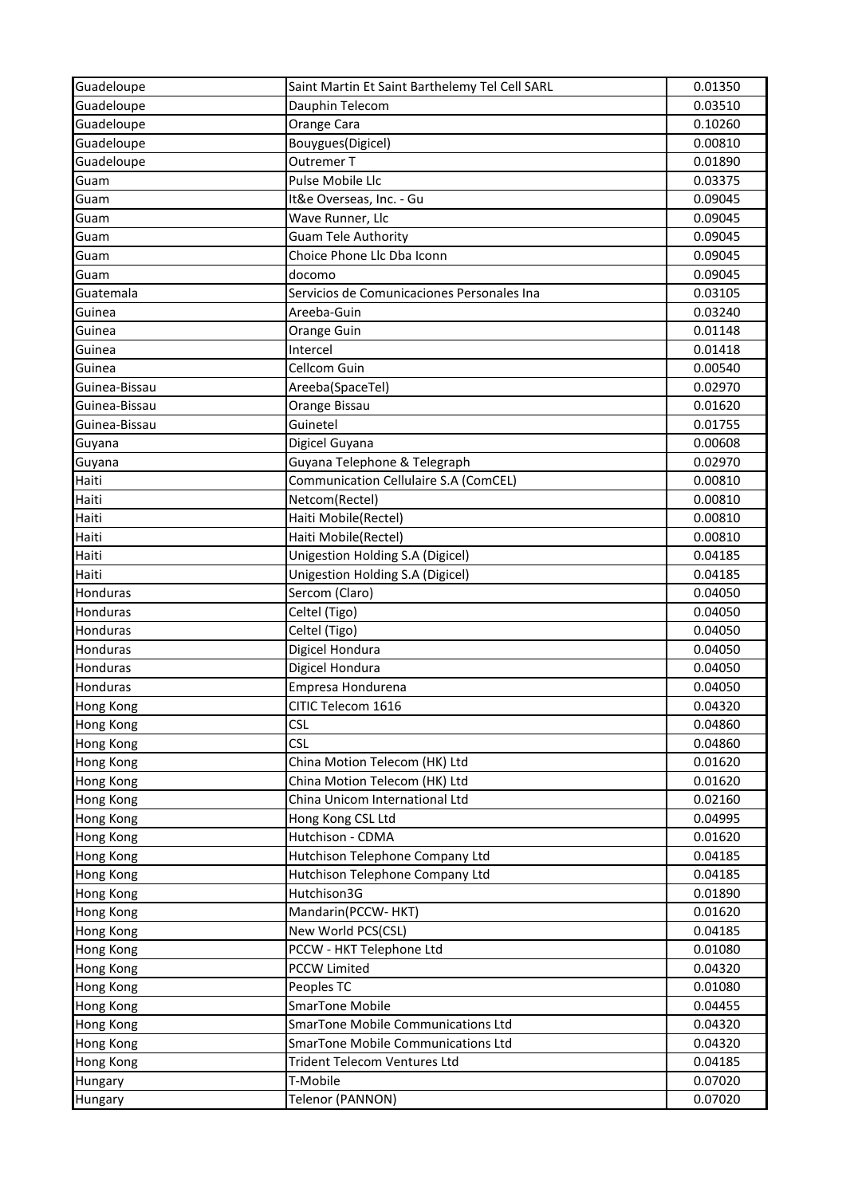| | | |
|---|---|---|
| Guadeloupe | Saint Martin Et Saint Barthelemy Tel Cell SARL | 0.01350 |
| Guadeloupe | Dauphin Telecom | 0.03510 |
| Guadeloupe | Orange Cara | 0.10260 |
| Guadeloupe | Bouygues(Digicel) | 0.00810 |
| Guadeloupe | Outremer T | 0.01890 |
| Guam | Pulse Mobile Llc | 0.03375 |
| Guam | It&e Overseas, Inc. - Gu | 0.09045 |
| Guam | Wave Runner, Llc | 0.09045 |
| Guam | Guam Tele Authority | 0.09045 |
| Guam | Choice Phone Llc Dba Iconn | 0.09045 |
| Guam | docomo | 0.09045 |
| Guatemala | Servicios de Comunicaciones Personales Ina | 0.03105 |
| Guinea | Areeba-Guin | 0.03240 |
| Guinea | Orange Guin | 0.01148 |
| Guinea | Intercel | 0.01418 |
| Guinea | Cellcom Guin | 0.00540 |
| Guinea-Bissau | Areeba(SpaceTel) | 0.02970 |
| Guinea-Bissau | Orange Bissau | 0.01620 |
| Guinea-Bissau | Guinetel | 0.01755 |
| Guyana | Digicel Guyana | 0.00608 |
| Guyana | Guyana Telephone & Telegraph | 0.02970 |
| Haiti | Communication Cellulaire S.A (ComCEL) | 0.00810 |
| Haiti | Netcom(Rectel) | 0.00810 |
| Haiti | Haiti Mobile(Rectel) | 0.00810 |
| Haiti | Haiti Mobile(Rectel) | 0.00810 |
| Haiti | Unigestion Holding S.A (Digicel) | 0.04185 |
| Haiti | Unigestion Holding S.A (Digicel) | 0.04185 |
| Honduras | Sercom (Claro) | 0.04050 |
| Honduras | Celtel (Tigo) | 0.04050 |
| Honduras | Celtel (Tigo) | 0.04050 |
| Honduras | Digicel Hondura | 0.04050 |
| Honduras | Digicel Hondura | 0.04050 |
| Honduras | Empresa Hondurena | 0.04050 |
| Hong Kong | CITIC Telecom 1616 | 0.04320 |
| Hong Kong | CSL | 0.04860 |
| Hong Kong | CSL | 0.04860 |
| Hong Kong | China Motion Telecom (HK) Ltd | 0.01620 |
| Hong Kong | China Motion Telecom (HK) Ltd | 0.01620 |
| Hong Kong | China Unicom International Ltd | 0.02160 |
| Hong Kong | Hong Kong CSL Ltd | 0.04995 |
| Hong Kong | Hutchison - CDMA | 0.01620 |
| Hong Kong | Hutchison Telephone Company Ltd | 0.04185 |
| Hong Kong | Hutchison Telephone Company Ltd | 0.04185 |
| Hong Kong | Hutchison3G | 0.01890 |
| Hong Kong | Mandarin(PCCW- HKT) | 0.01620 |
| Hong Kong | New World PCS(CSL) | 0.04185 |
| Hong Kong | PCCW - HKT Telephone Ltd | 0.01080 |
| Hong Kong | PCCW Limited | 0.04320 |
| Hong Kong | Peoples TC | 0.01080 |
| Hong Kong | SmarTone Mobile | 0.04455 |
| Hong Kong | SmarTone Mobile Communications Ltd | 0.04320 |
| Hong Kong | SmarTone Mobile Communications Ltd | 0.04320 |
| Hong Kong | Trident Telecom Ventures Ltd | 0.04185 |
| Hungary | T-Mobile | 0.07020 |
| Hungary | Telenor (PANNON) | 0.07020 |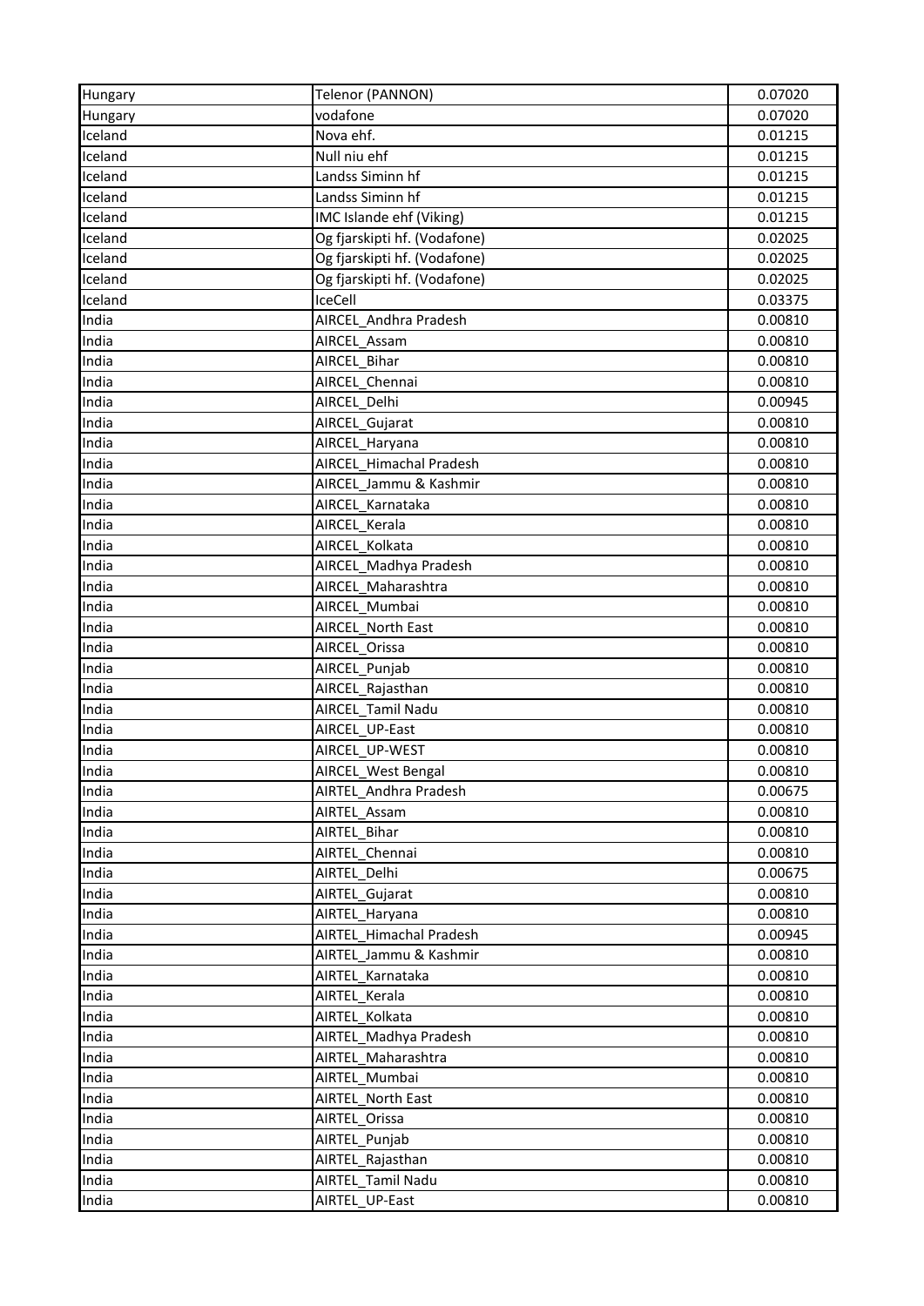| | | |
|---|---|---|
| Hungary | Telenor (PANNON) | 0.07020 |
| Hungary | vodafone | 0.07020 |
| Iceland | Nova ehf. | 0.01215 |
| Iceland | Null niu ehf | 0.01215 |
| Iceland | Landss Siminn hf | 0.01215 |
| Iceland | Landss Siminn hf | 0.01215 |
| Iceland | IMC Islande ehf (Viking) | 0.01215 |
| Iceland | Og fjarskipti hf. (Vodafone) | 0.02025 |
| Iceland | Og fjarskipti hf. (Vodafone) | 0.02025 |
| Iceland | Og fjarskipti hf. (Vodafone) | 0.02025 |
| Iceland | IceCell | 0.03375 |
| India | AIRCEL_Andhra Pradesh | 0.00810 |
| India | AIRCEL_Assam | 0.00810 |
| India | AIRCEL_Bihar | 0.00810 |
| India | AIRCEL_Chennai | 0.00810 |
| India | AIRCEL_Delhi | 0.00945 |
| India | AIRCEL_Gujarat | 0.00810 |
| India | AIRCEL_Haryana | 0.00810 |
| India | AIRCEL_Himachal Pradesh | 0.00810 |
| India | AIRCEL_Jammu & Kashmir | 0.00810 |
| India | AIRCEL_Karnataka | 0.00810 |
| India | AIRCEL_Kerala | 0.00810 |
| India | AIRCEL_Kolkata | 0.00810 |
| India | AIRCEL_Madhya Pradesh | 0.00810 |
| India | AIRCEL_Maharashtra | 0.00810 |
| India | AIRCEL_Mumbai | 0.00810 |
| India | AIRCEL_North East | 0.00810 |
| India | AIRCEL_Orissa | 0.00810 |
| India | AIRCEL_Punjab | 0.00810 |
| India | AIRCEL_Rajasthan | 0.00810 |
| India | AIRCEL_Tamil Nadu | 0.00810 |
| India | AIRCEL_UP-East | 0.00810 |
| India | AIRCEL_UP-WEST | 0.00810 |
| India | AIRCEL_West Bengal | 0.00810 |
| India | AIRTEL_Andhra Pradesh | 0.00675 |
| India | AIRTEL_Assam | 0.00810 |
| India | AIRTEL_Bihar | 0.00810 |
| India | AIRTEL_Chennai | 0.00810 |
| India | AIRTEL_Delhi | 0.00675 |
| India | AIRTEL_Gujarat | 0.00810 |
| India | AIRTEL_Haryana | 0.00810 |
| India | AIRTEL_Himachal Pradesh | 0.00945 |
| India | AIRTEL_Jammu & Kashmir | 0.00810 |
| India | AIRTEL_Karnataka | 0.00810 |
| India | AIRTEL_Kerala | 0.00810 |
| India | AIRTEL_Kolkata | 0.00810 |
| India | AIRTEL_Madhya Pradesh | 0.00810 |
| India | AIRTEL_Maharashtra | 0.00810 |
| India | AIRTEL_Mumbai | 0.00810 |
| India | AIRTEL_North East | 0.00810 |
| India | AIRTEL_Orissa | 0.00810 |
| India | AIRTEL_Punjab | 0.00810 |
| India | AIRTEL_Rajasthan | 0.00810 |
| India | AIRTEL_Tamil Nadu | 0.00810 |
| India | AIRTEL_UP-East | 0.00810 |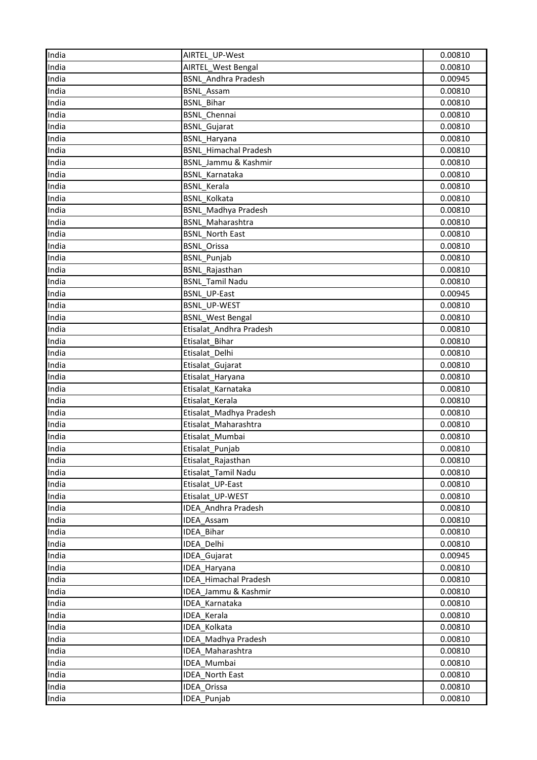| | | |
|---|---|---|
| India | AIRTEL_UP-West | 0.00810 |
| India | AIRTEL_West Bengal | 0.00810 |
| India | BSNL_Andhra Pradesh | 0.00945 |
| India | BSNL_Assam | 0.00810 |
| India | BSNL_Bihar | 0.00810 |
| India | BSNL_Chennai | 0.00810 |
| India | BSNL_Gujarat | 0.00810 |
| India | BSNL_Haryana | 0.00810 |
| India | BSNL_Himachal Pradesh | 0.00810 |
| India | BSNL_Jammu & Kashmir | 0.00810 |
| India | BSNL_Karnataka | 0.00810 |
| India | BSNL_Kerala | 0.00810 |
| India | BSNL_Kolkata | 0.00810 |
| India | BSNL_Madhya Pradesh | 0.00810 |
| India | BSNL_Maharashtra | 0.00810 |
| India | BSNL_North East | 0.00810 |
| India | BSNL_Orissa | 0.00810 |
| India | BSNL_Punjab | 0.00810 |
| India | BSNL_Rajasthan | 0.00810 |
| India | BSNL_Tamil Nadu | 0.00810 |
| India | BSNL_UP-East | 0.00945 |
| India | BSNL_UP-WEST | 0.00810 |
| India | BSNL_West Bengal | 0.00810 |
| India | Etisalat_Andhra Pradesh | 0.00810 |
| India | Etisalat_Bihar | 0.00810 |
| India | Etisalat_Delhi | 0.00810 |
| India | Etisalat_Gujarat | 0.00810 |
| India | Etisalat_Haryana | 0.00810 |
| India | Etisalat_Karnataka | 0.00810 |
| India | Etisalat_Kerala | 0.00810 |
| India | Etisalat_Madhya Pradesh | 0.00810 |
| India | Etisalat_Maharashtra | 0.00810 |
| India | Etisalat_Mumbai | 0.00810 |
| India | Etisalat_Punjab | 0.00810 |
| India | Etisalat_Rajasthan | 0.00810 |
| India | Etisalat_Tamil Nadu | 0.00810 |
| India | Etisalat_UP-East | 0.00810 |
| India | Etisalat_UP-WEST | 0.00810 |
| India | IDEA_Andhra Pradesh | 0.00810 |
| India | IDEA_Assam | 0.00810 |
| India | IDEA_Bihar | 0.00810 |
| India | IDEA_Delhi | 0.00810 |
| India | IDEA_Gujarat | 0.00945 |
| India | IDEA_Haryana | 0.00810 |
| India | IDEA_Himachal Pradesh | 0.00810 |
| India | IDEA_Jammu & Kashmir | 0.00810 |
| India | IDEA_Karnataka | 0.00810 |
| India | IDEA_Kerala | 0.00810 |
| India | IDEA_Kolkata | 0.00810 |
| India | IDEA_Madhya Pradesh | 0.00810 |
| India | IDEA_Maharashtra | 0.00810 |
| India | IDEA_Mumbai | 0.00810 |
| India | IDEA_North East | 0.00810 |
| India | IDEA_Orissa | 0.00810 |
| India | IDEA_Punjab | 0.00810 |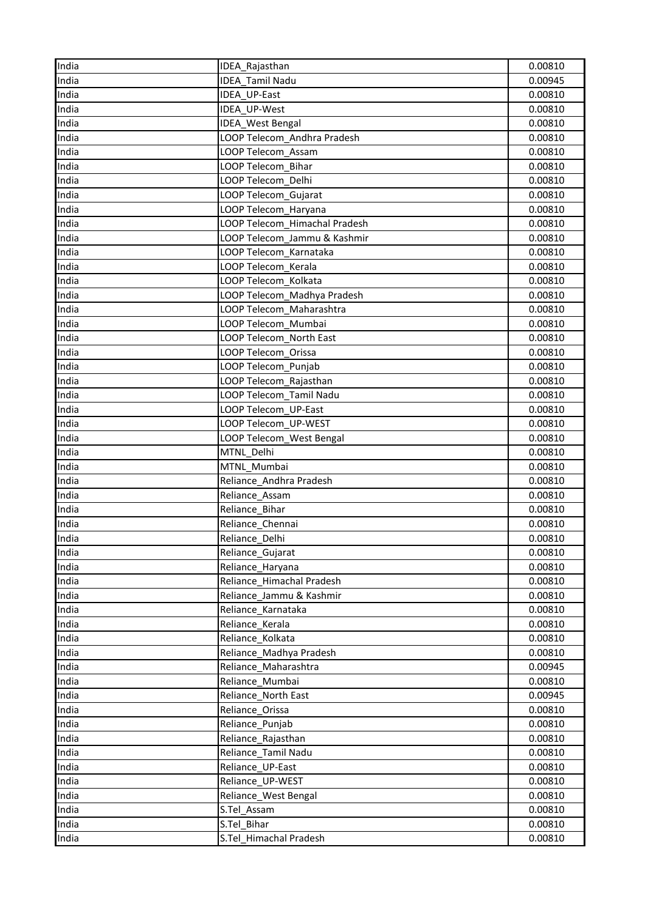| | | |
|---|---|---|
| India | IDEA_Rajasthan | 0.00810 |
| India | IDEA_Tamil Nadu | 0.00945 |
| India | IDEA_UP-East | 0.00810 |
| India | IDEA_UP-West | 0.00810 |
| India | IDEA_West Bengal | 0.00810 |
| India | LOOP Telecom_Andhra Pradesh | 0.00810 |
| India | LOOP Telecom_Assam | 0.00810 |
| India | LOOP Telecom_Bihar | 0.00810 |
| India | LOOP Telecom_Delhi | 0.00810 |
| India | LOOP Telecom_Gujarat | 0.00810 |
| India | LOOP Telecom_Haryana | 0.00810 |
| India | LOOP Telecom_Himachal Pradesh | 0.00810 |
| India | LOOP Telecom_Jammu & Kashmir | 0.00810 |
| India | LOOP Telecom_Karnataka | 0.00810 |
| India | LOOP Telecom_Kerala | 0.00810 |
| India | LOOP Telecom_Kolkata | 0.00810 |
| India | LOOP Telecom_Madhya Pradesh | 0.00810 |
| India | LOOP Telecom_Maharashtra | 0.00810 |
| India | LOOP Telecom_Mumbai | 0.00810 |
| India | LOOP Telecom_North East | 0.00810 |
| India | LOOP Telecom_Orissa | 0.00810 |
| India | LOOP Telecom_Punjab | 0.00810 |
| India | LOOP Telecom_Rajasthan | 0.00810 |
| India | LOOP Telecom_Tamil Nadu | 0.00810 |
| India | LOOP Telecom_UP-East | 0.00810 |
| India | LOOP Telecom_UP-WEST | 0.00810 |
| India | LOOP Telecom_West Bengal | 0.00810 |
| India | MTNL_Delhi | 0.00810 |
| India | MTNL_Mumbai | 0.00810 |
| India | Reliance_Andhra Pradesh | 0.00810 |
| India | Reliance_Assam | 0.00810 |
| India | Reliance_Bihar | 0.00810 |
| India | Reliance_Chennai | 0.00810 |
| India | Reliance_Delhi | 0.00810 |
| India | Reliance_Gujarat | 0.00810 |
| India | Reliance_Haryana | 0.00810 |
| India | Reliance_Himachal Pradesh | 0.00810 |
| India | Reliance_Jammu & Kashmir | 0.00810 |
| India | Reliance_Karnataka | 0.00810 |
| India | Reliance_Kerala | 0.00810 |
| India | Reliance_Kolkata | 0.00810 |
| India | Reliance_Madhya Pradesh | 0.00810 |
| India | Reliance_Maharashtra | 0.00945 |
| India | Reliance_Mumbai | 0.00810 |
| India | Reliance_North East | 0.00945 |
| India | Reliance_Orissa | 0.00810 |
| India | Reliance_Punjab | 0.00810 |
| India | Reliance_Rajasthan | 0.00810 |
| India | Reliance_Tamil Nadu | 0.00810 |
| India | Reliance_UP-East | 0.00810 |
| India | Reliance_UP-WEST | 0.00810 |
| India | Reliance_West Bengal | 0.00810 |
| India | S.Tel_Assam | 0.00810 |
| India | S.Tel_Bihar | 0.00810 |
| India | S.Tel_Himachal Pradesh | 0.00810 |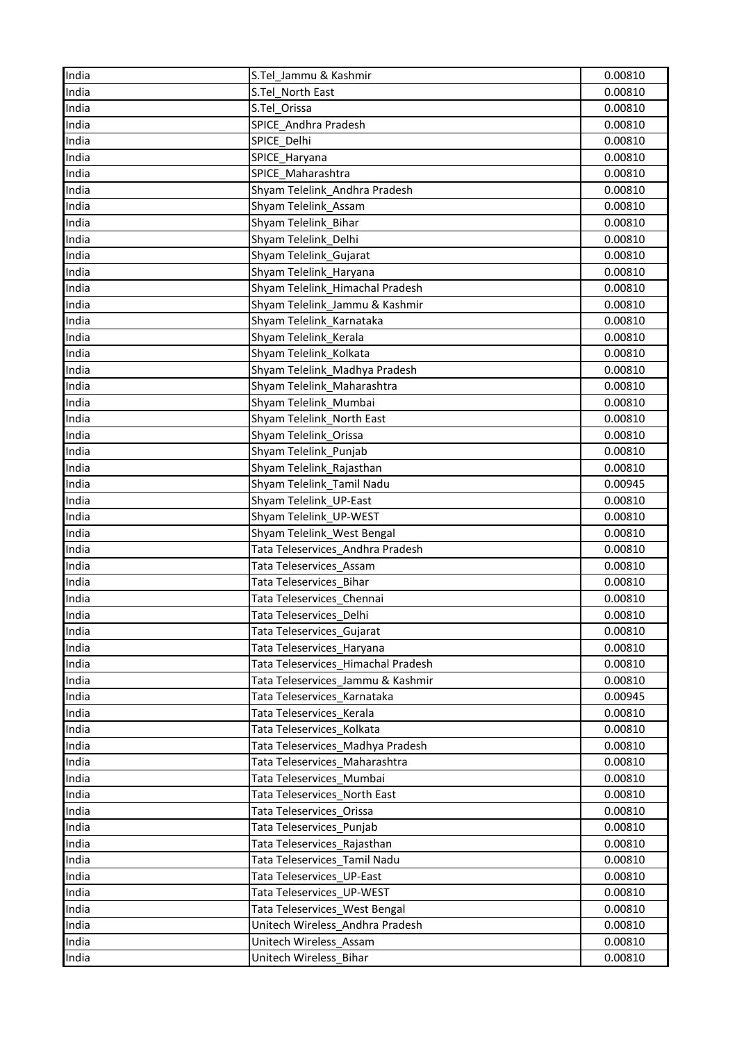| India | S.Tel_Jammu & Kashmir | 0.00810 |
|---|---|---|
| India | S.Tel_North East | 0.00810 |
| India | S.Tel_Orissa | 0.00810 |
| India | SPICE_Andhra Pradesh | 0.00810 |
| India | SPICE_Delhi | 0.00810 |
| India | SPICE_Haryana | 0.00810 |
| India | SPICE_Maharashtra | 0.00810 |
| India | Shyam Telelink_Andhra Pradesh | 0.00810 |
| India | Shyam Telelink_Assam | 0.00810 |
| India | Shyam Telelink_Bihar | 0.00810 |
| India | Shyam Telelink_Delhi | 0.00810 |
| India | Shyam Telelink_Gujarat | 0.00810 |
| India | Shyam Telelink_Haryana | 0.00810 |
| India | Shyam Telelink_Himachal Pradesh | 0.00810 |
| India | Shyam Telelink_Jammu & Kashmir | 0.00810 |
| India | Shyam Telelink_Karnataka | 0.00810 |
| India | Shyam Telelink_Kerala | 0.00810 |
| India | Shyam Telelink_Kolkata | 0.00810 |
| India | Shyam Telelink_Madhya Pradesh | 0.00810 |
| India | Shyam Telelink_Maharashtra | 0.00810 |
| India | Shyam Telelink_Mumbai | 0.00810 |
| India | Shyam Telelink_North East | 0.00810 |
| India | Shyam Telelink_Orissa | 0.00810 |
| India | Shyam Telelink_Punjab | 0.00810 |
| India | Shyam Telelink_Rajasthan | 0.00810 |
| India | Shyam Telelink_Tamil Nadu | 0.00945 |
| India | Shyam Telelink_UP-East | 0.00810 |
| India | Shyam Telelink_UP-WEST | 0.00810 |
| India | Shyam Telelink_West Bengal | 0.00810 |
| India | Tata Teleservices_Andhra Pradesh | 0.00810 |
| India | Tata Teleservices_Assam | 0.00810 |
| India | Tata Teleservices_Bihar | 0.00810 |
| India | Tata Teleservices_Chennai | 0.00810 |
| India | Tata Teleservices_Delhi | 0.00810 |
| India | Tata Teleservices_Gujarat | 0.00810 |
| India | Tata Teleservices_Haryana | 0.00810 |
| India | Tata Teleservices_Himachal Pradesh | 0.00810 |
| India | Tata Teleservices_Jammu & Kashmir | 0.00810 |
| India | Tata Teleservices_Karnataka | 0.00945 |
| India | Tata Teleservices_Kerala | 0.00810 |
| India | Tata Teleservices_Kolkata | 0.00810 |
| India | Tata Teleservices_Madhya Pradesh | 0.00810 |
| India | Tata Teleservices_Maharashtra | 0.00810 |
| India | Tata Teleservices_Mumbai | 0.00810 |
| India | Tata Teleservices_North East | 0.00810 |
| India | Tata Teleservices_Orissa | 0.00810 |
| India | Tata Teleservices_Punjab | 0.00810 |
| India | Tata Teleservices_Rajasthan | 0.00810 |
| India | Tata Teleservices_Tamil Nadu | 0.00810 |
| India | Tata Teleservices_UP-East | 0.00810 |
| India | Tata Teleservices_UP-WEST | 0.00810 |
| India | Tata Teleservices_West Bengal | 0.00810 |
| India | Unitech Wireless_Andhra Pradesh | 0.00810 |
| India | Unitech Wireless_Assam | 0.00810 |
| India | Unitech Wireless_Bihar | 0.00810 |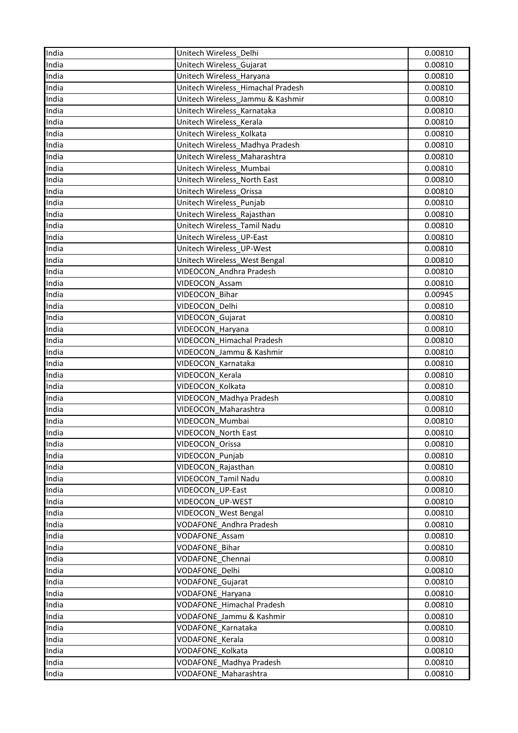| | | |
|---|---|---|
| India | Unitech Wireless_Delhi | 0.00810 |
| India | Unitech Wireless_Gujarat | 0.00810 |
| India | Unitech Wireless_Haryana | 0.00810 |
| India | Unitech Wireless_Himachal Pradesh | 0.00810 |
| India | Unitech Wireless_Jammu & Kashmir | 0.00810 |
| India | Unitech Wireless_Karnataka | 0.00810 |
| India | Unitech Wireless_Kerala | 0.00810 |
| India | Unitech Wireless_Kolkata | 0.00810 |
| India | Unitech Wireless_Madhya Pradesh | 0.00810 |
| India | Unitech Wireless_Maharashtra | 0.00810 |
| India | Unitech Wireless_Mumbai | 0.00810 |
| India | Unitech Wireless_North East | 0.00810 |
| India | Unitech Wireless_Orissa | 0.00810 |
| India | Unitech Wireless_Punjab | 0.00810 |
| India | Unitech Wireless_Rajasthan | 0.00810 |
| India | Unitech Wireless_Tamil Nadu | 0.00810 |
| India | Unitech Wireless_UP-East | 0.00810 |
| India | Unitech Wireless_UP-West | 0.00810 |
| India | Unitech Wireless_West Bengal | 0.00810 |
| India | VIDEOCON_Andhra Pradesh | 0.00810 |
| India | VIDEOCON_Assam | 0.00810 |
| India | VIDEOCON_Bihar | 0.00945 |
| India | VIDEOCON_Delhi | 0.00810 |
| India | VIDEOCON_Gujarat | 0.00810 |
| India | VIDEOCON_Haryana | 0.00810 |
| India | VIDEOCON_Himachal Pradesh | 0.00810 |
| India | VIDEOCON_Jammu & Kashmir | 0.00810 |
| India | VIDEOCON_Karnataka | 0.00810 |
| India | VIDEOCON_Kerala | 0.00810 |
| India | VIDEOCON_Kolkata | 0.00810 |
| India | VIDEOCON_Madhya Pradesh | 0.00810 |
| India | VIDEOCON_Maharashtra | 0.00810 |
| India | VIDEOCON_Mumbai | 0.00810 |
| India | VIDEOCON_North East | 0.00810 |
| India | VIDEOCON_Orissa | 0.00810 |
| India | VIDEOCON_Punjab | 0.00810 |
| India | VIDEOCON_Rajasthan | 0.00810 |
| India | VIDEOCON_Tamil Nadu | 0.00810 |
| India | VIDEOCON_UP-East | 0.00810 |
| India | VIDEOCON_UP-WEST | 0.00810 |
| India | VIDEOCON_West Bengal | 0.00810 |
| India | VODAFONE_Andhra Pradesh | 0.00810 |
| India | VODAFONE_Assam | 0.00810 |
| India | VODAFONE_Bihar | 0.00810 |
| India | VODAFONE_Chennai | 0.00810 |
| India | VODAFONE_Delhi | 0.00810 |
| India | VODAFONE_Gujarat | 0.00810 |
| India | VODAFONE_Haryana | 0.00810 |
| India | VODAFONE_Himachal Pradesh | 0.00810 |
| India | VODAFONE_Jammu & Kashmir | 0.00810 |
| India | VODAFONE_Karnataka | 0.00810 |
| India | VODAFONE_Kerala | 0.00810 |
| India | VODAFONE_Kolkata | 0.00810 |
| India | VODAFONE_Madhya Pradesh | 0.00810 |
| India | VODAFONE_Maharashtra | 0.00810 |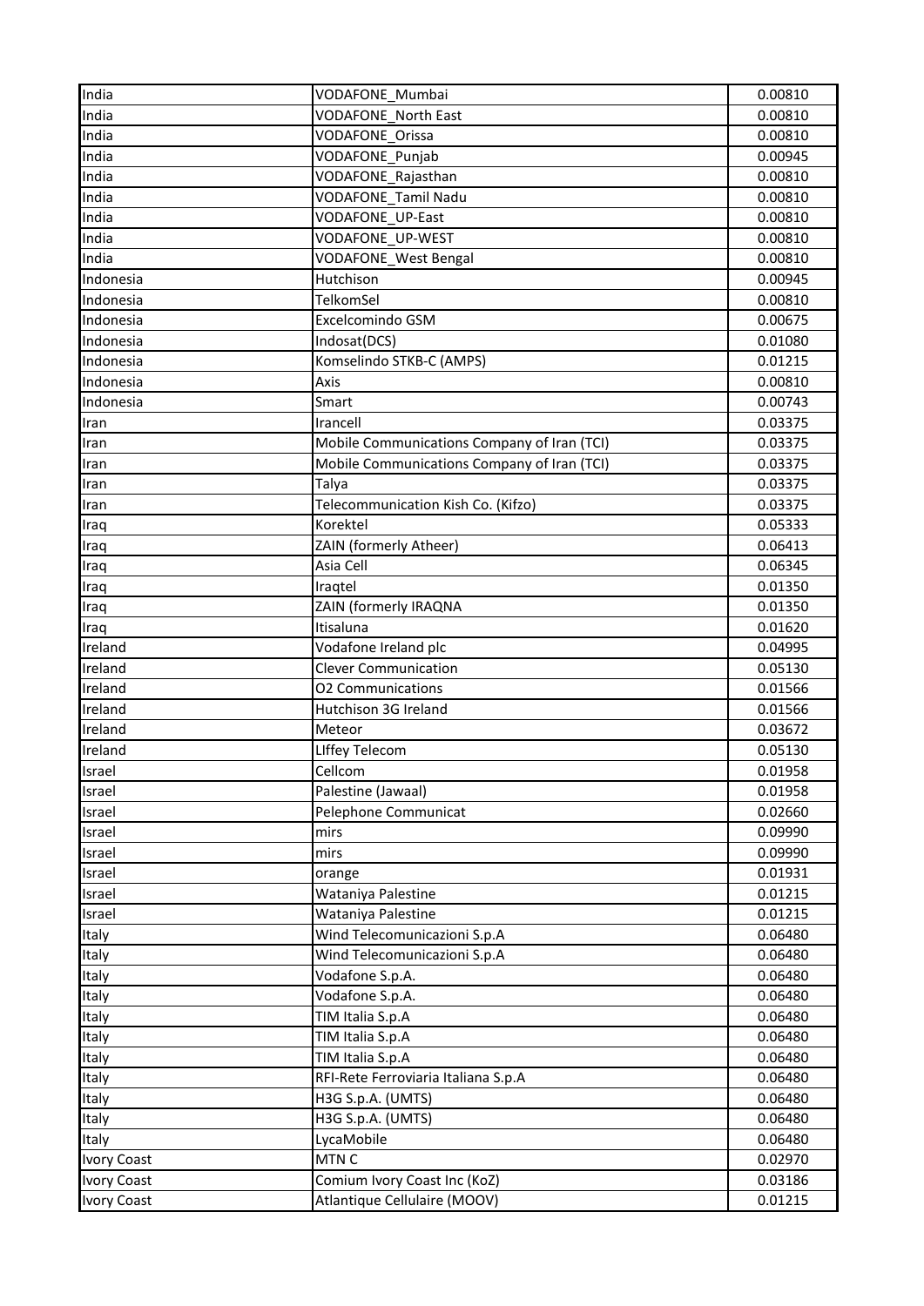| | | |
|---|---|---|
| India | VODAFONE_Mumbai | 0.00810 |
| India | VODAFONE_North East | 0.00810 |
| India | VODAFONE_Orissa | 0.00810 |
| India | VODAFONE_Punjab | 0.00945 |
| India | VODAFONE_Rajasthan | 0.00810 |
| India | VODAFONE_Tamil Nadu | 0.00810 |
| India | VODAFONE_UP-East | 0.00810 |
| India | VODAFONE_UP-WEST | 0.00810 |
| India | VODAFONE_West Bengal | 0.00810 |
| Indonesia | Hutchison | 0.00945 |
| Indonesia | TelkomSel | 0.00810 |
| Indonesia | Excelcomindo GSM | 0.00675 |
| Indonesia | Indosat(DCS) | 0.01080 |
| Indonesia | Komselindo STKB-C (AMPS) | 0.01215 |
| Indonesia | Axis | 0.00810 |
| Indonesia | Smart | 0.00743 |
| Iran | Irancell | 0.03375 |
| Iran | Mobile Communications Company of Iran (TCI) | 0.03375 |
| Iran | Mobile Communications Company of Iran (TCI) | 0.03375 |
| Iran | Talya | 0.03375 |
| Iran | Telecommunication Kish Co. (Kifzo) | 0.03375 |
| Iraq | Korektel | 0.05333 |
| Iraq | ZAIN (formerly Atheer) | 0.06413 |
| Iraq | Asia Cell | 0.06345 |
| Iraq | Iraqtel | 0.01350 |
| Iraq | ZAIN (formerly IRAQNA | 0.01350 |
| Iraq | Itisaluna | 0.01620 |
| Ireland | Vodafone Ireland plc | 0.04995 |
| Ireland | Clever Communication | 0.05130 |
| Ireland | O2 Communications | 0.01566 |
| Ireland | Hutchison 3G Ireland | 0.01566 |
| Ireland | Meteor | 0.03672 |
| Ireland | LIffey Telecom | 0.05130 |
| Israel | Cellcom | 0.01958 |
| Israel | Palestine (Jawaal) | 0.01958 |
| Israel | Pelephone Communicat | 0.02660 |
| Israel | mirs | 0.09990 |
| Israel | mirs | 0.09990 |
| Israel | orange | 0.01931 |
| Israel | Wataniya Palestine | 0.01215 |
| Israel | Wataniya Palestine | 0.01215 |
| Italy | Wind Telecomunicazioni S.p.A | 0.06480 |
| Italy | Wind Telecomunicazioni S.p.A | 0.06480 |
| Italy | Vodafone S.p.A. | 0.06480 |
| Italy | Vodafone S.p.A. | 0.06480 |
| Italy | TIM Italia S.p.A | 0.06480 |
| Italy | TIM Italia S.p.A | 0.06480 |
| Italy | TIM Italia S.p.A | 0.06480 |
| Italy | RFI-Rete Ferroviaria Italiana S.p.A | 0.06480 |
| Italy | H3G S.p.A. (UMTS) | 0.06480 |
| Italy | H3G S.p.A. (UMTS) | 0.06480 |
| Italy | LycaMobile | 0.06480 |
| Ivory Coast | MTN C | 0.02970 |
| Ivory Coast | Comium Ivory Coast Inc (KoZ) | 0.03186 |
| Ivory Coast | Atlantique Cellulaire (MOOV) | 0.01215 |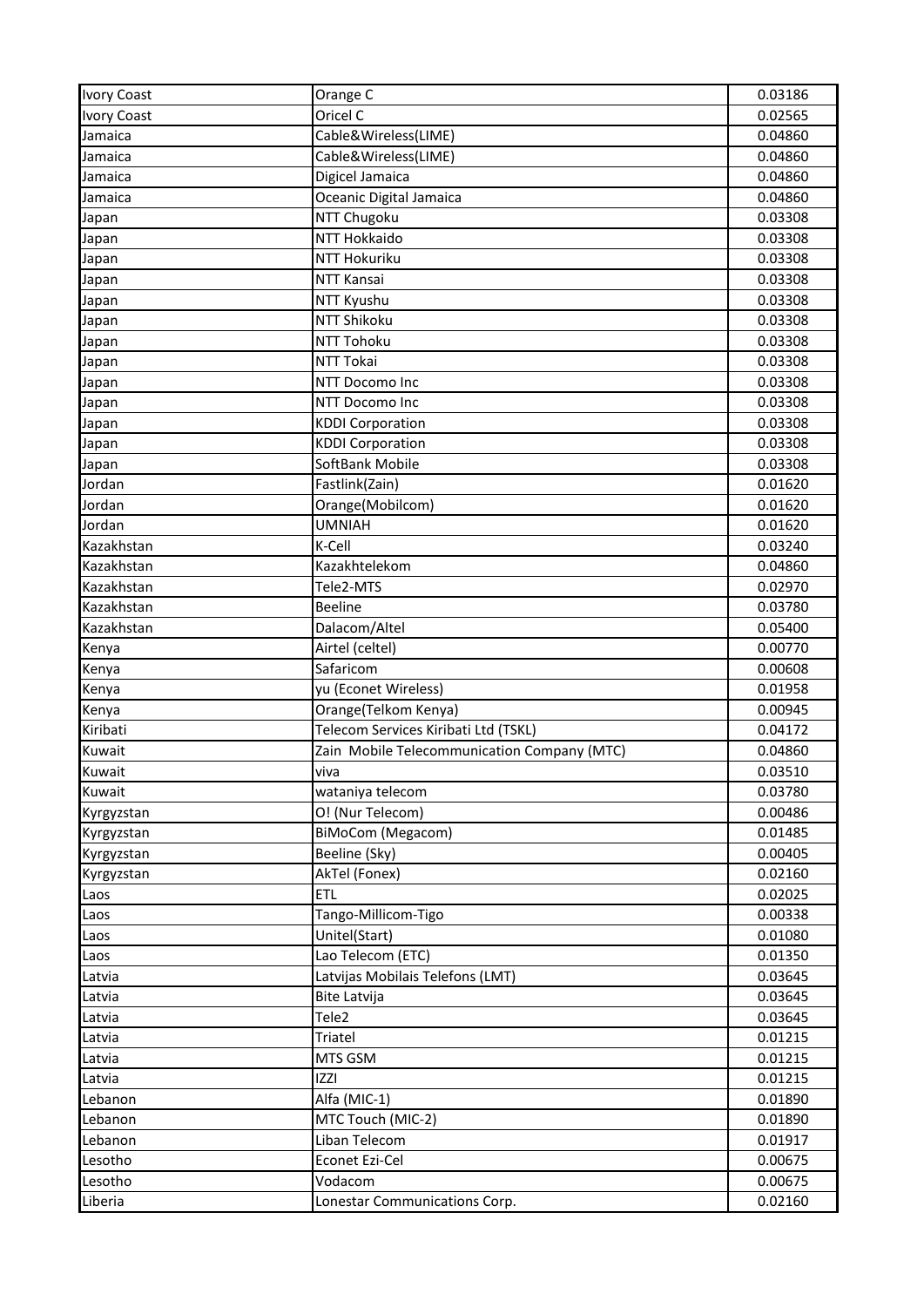| | | |
|---|---|---|
| Ivory Coast | Orange C | 0.03186 |
| Ivory Coast | Oricel C | 0.02565 |
| Jamaica | Cable&Wireless(LIME) | 0.04860 |
| Jamaica | Cable&Wireless(LIME) | 0.04860 |
| Jamaica | Digicel Jamaica | 0.04860 |
| Jamaica | Oceanic Digital Jamaica | 0.04860 |
| Japan | NTT Chugoku | 0.03308 |
| Japan | NTT Hokkaido | 0.03308 |
| Japan | NTT Hokuriku | 0.03308 |
| Japan | NTT Kansai | 0.03308 |
| Japan | NTT Kyushu | 0.03308 |
| Japan | NTT Shikoku | 0.03308 |
| Japan | NTT Tohoku | 0.03308 |
| Japan | NTT Tokai | 0.03308 |
| Japan | NTT Docomo Inc | 0.03308 |
| Japan | NTT Docomo Inc | 0.03308 |
| Japan | KDDI Corporation | 0.03308 |
| Japan | KDDI Corporation | 0.03308 |
| Japan | SoftBank Mobile | 0.03308 |
| Jordan | Fastlink(Zain) | 0.01620 |
| Jordan | Orange(Mobilcom) | 0.01620 |
| Jordan | UMNIAH | 0.01620 |
| Kazakhstan | K-Cell | 0.03240 |
| Kazakhstan | Kazakhtelekom | 0.04860 |
| Kazakhstan | Tele2-MTS | 0.02970 |
| Kazakhstan | Beeline | 0.03780 |
| Kazakhstan | Dalacom/Altel | 0.05400 |
| Kenya | Airtel (celtel) | 0.00770 |
| Kenya | Safaricom | 0.00608 |
| Kenya | yu (Econet Wireless) | 0.01958 |
| Kenya | Orange(Telkom Kenya) | 0.00945 |
| Kiribati | Telecom Services Kiribati Ltd (TSKL) | 0.04172 |
| Kuwait | Zain Mobile Telecommunication Company (MTC) | 0.04860 |
| Kuwait | viva | 0.03510 |
| Kuwait | wataniya telecom | 0.03780 |
| Kyrgyzstan | O! (Nur Telecom) | 0.00486 |
| Kyrgyzstan | BiMoCom (Megacom) | 0.01485 |
| Kyrgyzstan | Beeline (Sky) | 0.00405 |
| Kyrgyzstan | AkTel (Fonex) | 0.02160 |
| Laos | ETL | 0.02025 |
| Laos | Tango-Millicom-Tigo | 0.00338 |
| Laos | Unitel(Start) | 0.01080 |
| Laos | Lao Telecom (ETC) | 0.01350 |
| Latvia | Latvijas Mobilais Telefons (LMT) | 0.03645 |
| Latvia | Bite Latvija | 0.03645 |
| Latvia | Tele2 | 0.03645 |
| Latvia | Triatel | 0.01215 |
| Latvia | MTS GSM | 0.01215 |
| Latvia | IZZI | 0.01215 |
| Lebanon | Alfa (MIC-1) | 0.01890 |
| Lebanon | MTC Touch (MIC-2) | 0.01890 |
| Lebanon | Liban Telecom | 0.01917 |
| Lesotho | Econet Ezi-Cel | 0.00675 |
| Lesotho | Vodacom | 0.00675 |
| Liberia | Lonestar Communications Corp. | 0.02160 |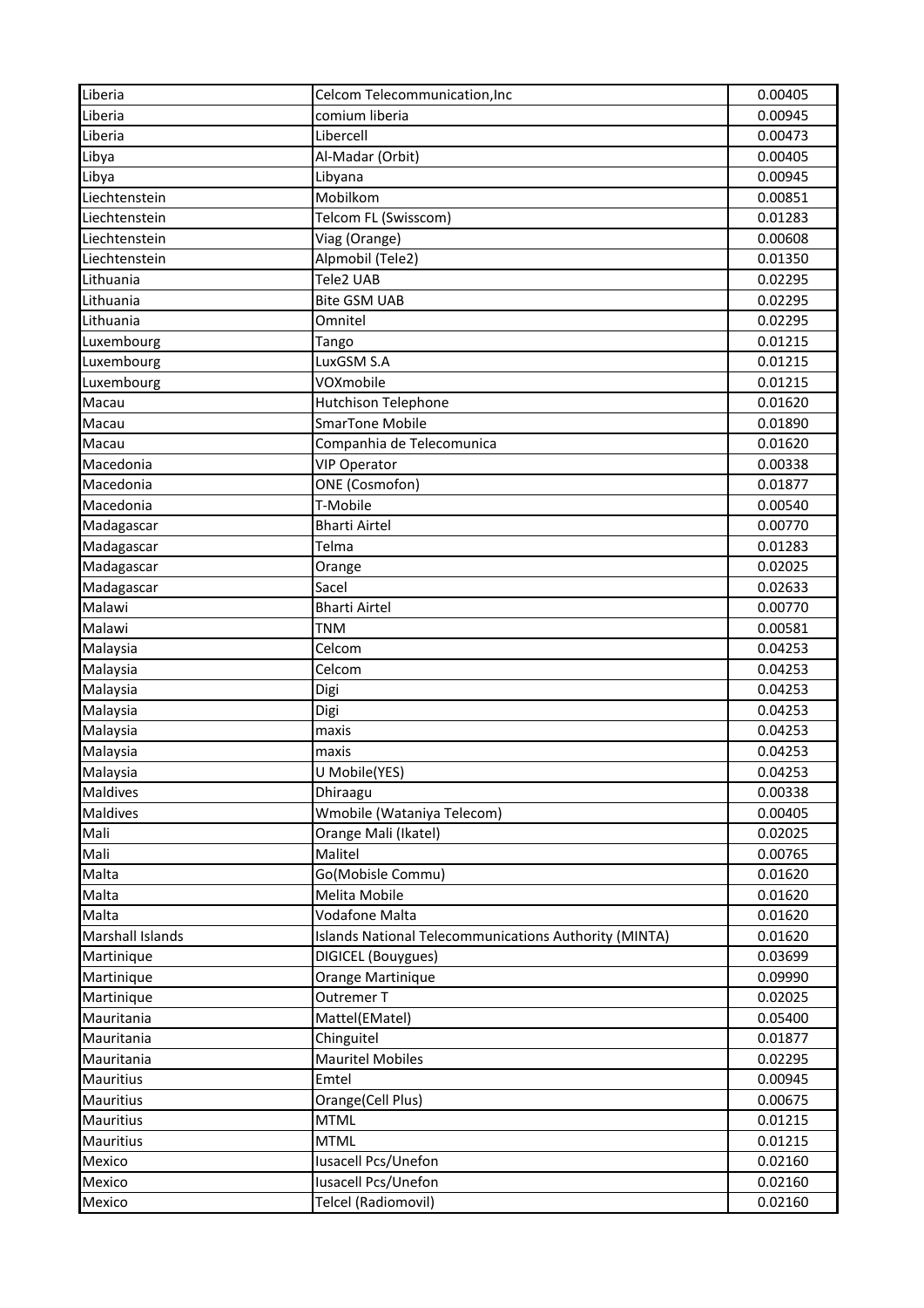| | | |
|---|---|---|
| Liberia | Celcom Telecommunication,Inc | 0.00405 |
| Liberia | comium liberia | 0.00945 |
| Liberia | Libercell | 0.00473 |
| Libya | Al-Madar (Orbit) | 0.00405 |
| Libya | Libyana | 0.00945 |
| Liechtenstein | Mobilkom | 0.00851 |
| Liechtenstein | Telcom FL (Swisscom) | 0.01283 |
| Liechtenstein | Viag (Orange) | 0.00608 |
| Liechtenstein | Alpmobil (Tele2) | 0.01350 |
| Lithuania | Tele2 UAB | 0.02295 |
| Lithuania | Bite GSM UAB | 0.02295 |
| Lithuania | Omnitel | 0.02295 |
| Luxembourg | Tango | 0.01215 |
| Luxembourg | LuxGSM S.A | 0.01215 |
| Luxembourg | VOXmobile | 0.01215 |
| Macau | Hutchison Telephone | 0.01620 |
| Macau | SmarTone Mobile | 0.01890 |
| Macau | Companhia de Telecomunica | 0.01620 |
| Macedonia | VIP Operator | 0.00338 |
| Macedonia | ONE (Cosmofon) | 0.01877 |
| Macedonia | T-Mobile | 0.00540 |
| Madagascar | Bharti Airtel | 0.00770 |
| Madagascar | Telma | 0.01283 |
| Madagascar | Orange | 0.02025 |
| Madagascar | Sacel | 0.02633 |
| Malawi | Bharti Airtel | 0.00770 |
| Malawi | TNM | 0.00581 |
| Malaysia | Celcom | 0.04253 |
| Malaysia | Celcom | 0.04253 |
| Malaysia | Digi | 0.04253 |
| Malaysia | Digi | 0.04253 |
| Malaysia | maxis | 0.04253 |
| Malaysia | maxis | 0.04253 |
| Malaysia | U Mobile(YES) | 0.04253 |
| Maldives | Dhiraagu | 0.00338 |
| Maldives | Wmobile (Wataniya Telecom) | 0.00405 |
| Mali | Orange Mali (Ikatel) | 0.02025 |
| Mali | Malitel | 0.00765 |
| Malta | Go(Mobisle Commu) | 0.01620 |
| Malta | Melita Mobile | 0.01620 |
| Malta | Vodafone Malta | 0.01620 |
| Marshall Islands | Islands National Telecommunications Authority (MINTA) | 0.01620 |
| Martinique | DIGICEL (Bouygues) | 0.03699 |
| Martinique | Orange Martinique | 0.09990 |
| Martinique | Outremer T | 0.02025 |
| Mauritania | Mattel(EMatel) | 0.05400 |
| Mauritania | Chinguitel | 0.01877 |
| Mauritania | Mauritel Mobiles | 0.02295 |
| Mauritius | Emtel | 0.00945 |
| Mauritius | Orange(Cell Plus) | 0.00675 |
| Mauritius | MTML | 0.01215 |
| Mauritius | MTML | 0.01215 |
| Mexico | Iusacell Pcs/Unefon | 0.02160 |
| Mexico | Iusacell Pcs/Unefon | 0.02160 |
| Mexico | Telcel (Radiomovil) | 0.02160 |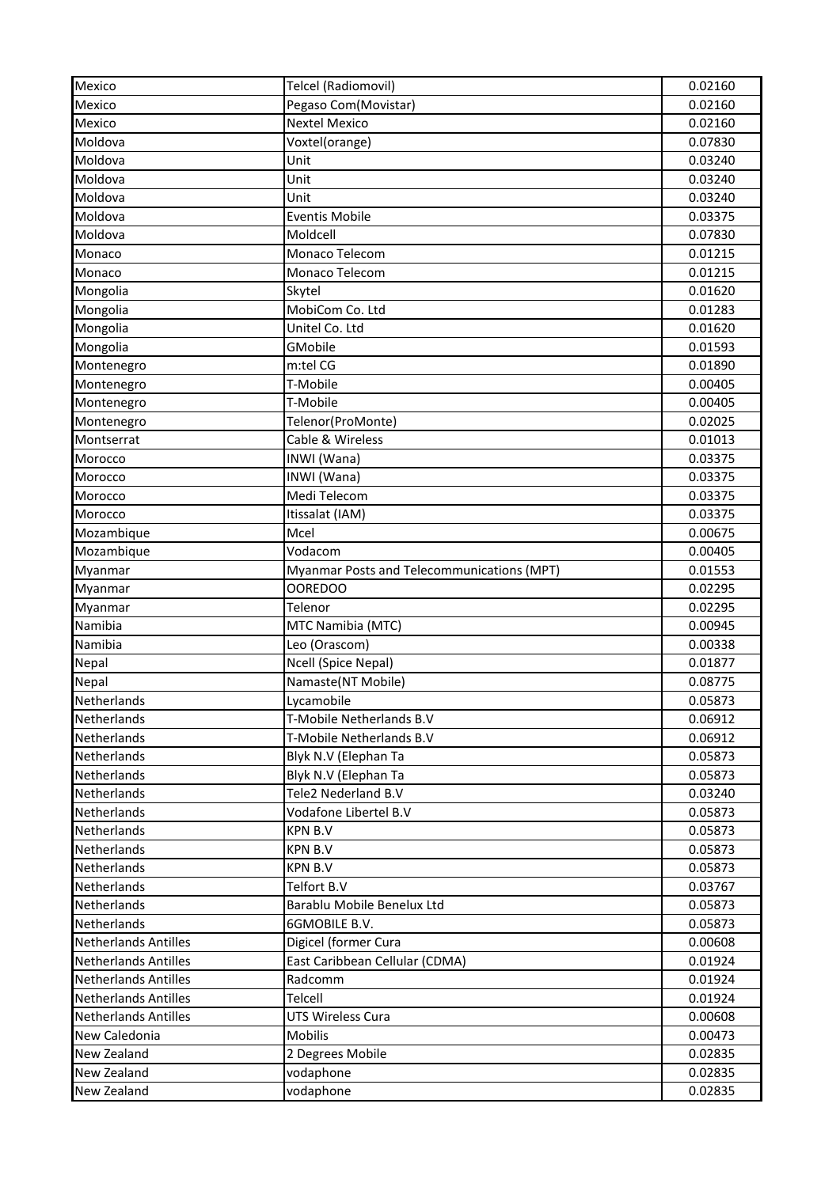| | | |
|---|---|---|
| Mexico | Telcel (Radiomovil) | 0.02160 |
| Mexico | Pegaso Com(Movistar) | 0.02160 |
| Mexico | Nextel Mexico | 0.02160 |
| Moldova | Voxtel(orange) | 0.07830 |
| Moldova | Unit | 0.03240 |
| Moldova | Unit | 0.03240 |
| Moldova | Unit | 0.03240 |
| Moldova | Eventis Mobile | 0.03375 |
| Moldova | Moldcell | 0.07830 |
| Monaco | Monaco Telecom | 0.01215 |
| Monaco | Monaco Telecom | 0.01215 |
| Mongolia | Skytel | 0.01620 |
| Mongolia | MobiCom Co. Ltd | 0.01283 |
| Mongolia | Unitel Co. Ltd | 0.01620 |
| Mongolia | GMobile | 0.01593 |
| Montenegro | m:tel CG | 0.01890 |
| Montenegro | T-Mobile | 0.00405 |
| Montenegro | T-Mobile | 0.00405 |
| Montenegro | Telenor(ProMonte) | 0.02025 |
| Montserrat | Cable & Wireless | 0.01013 |
| Morocco | INWI (Wana) | 0.03375 |
| Morocco | INWI (Wana) | 0.03375 |
| Morocco | Medi Telecom | 0.03375 |
| Morocco | Itissalat (IAM) | 0.03375 |
| Mozambique | Mcel | 0.00675 |
| Mozambique | Vodacom | 0.00405 |
| Myanmar | Myanmar Posts and Telecommunications (MPT) | 0.01553 |
| Myanmar | OOREDOO | 0.02295 |
| Myanmar | Telenor | 0.02295 |
| Namibia | MTC Namibia (MTC) | 0.00945 |
| Namibia | Leo (Orascom) | 0.00338 |
| Nepal | Ncell (Spice Nepal) | 0.01877 |
| Nepal | Namaste(NT Mobile) | 0.08775 |
| Netherlands | Lycamobile | 0.05873 |
| Netherlands | T-Mobile Netherlands B.V | 0.06912 |
| Netherlands | T-Mobile Netherlands B.V | 0.06912 |
| Netherlands | Blyk N.V (Elephan Ta | 0.05873 |
| Netherlands | Blyk N.V (Elephan Ta | 0.05873 |
| Netherlands | Tele2 Nederland B.V | 0.03240 |
| Netherlands | Vodafone Libertel B.V | 0.05873 |
| Netherlands | KPN B.V | 0.05873 |
| Netherlands | KPN B.V | 0.05873 |
| Netherlands | KPN B.V | 0.05873 |
| Netherlands | Telfort B.V | 0.03767 |
| Netherlands | Barablu Mobile Benelux Ltd | 0.05873 |
| Netherlands | 6GMOBILE B.V. | 0.05873 |
| Netherlands Antilles | Digicel (former Cura | 0.00608 |
| Netherlands Antilles | East Caribbean Cellular (CDMA) | 0.01924 |
| Netherlands Antilles | Radcomm | 0.01924 |
| Netherlands Antilles | Telcell | 0.01924 |
| Netherlands Antilles | UTS Wireless Cura | 0.00608 |
| New Caledonia | Mobilis | 0.00473 |
| New Zealand | 2 Degrees Mobile | 0.02835 |
| New Zealand | vodaphone | 0.02835 |
| New Zealand | vodaphone | 0.02835 |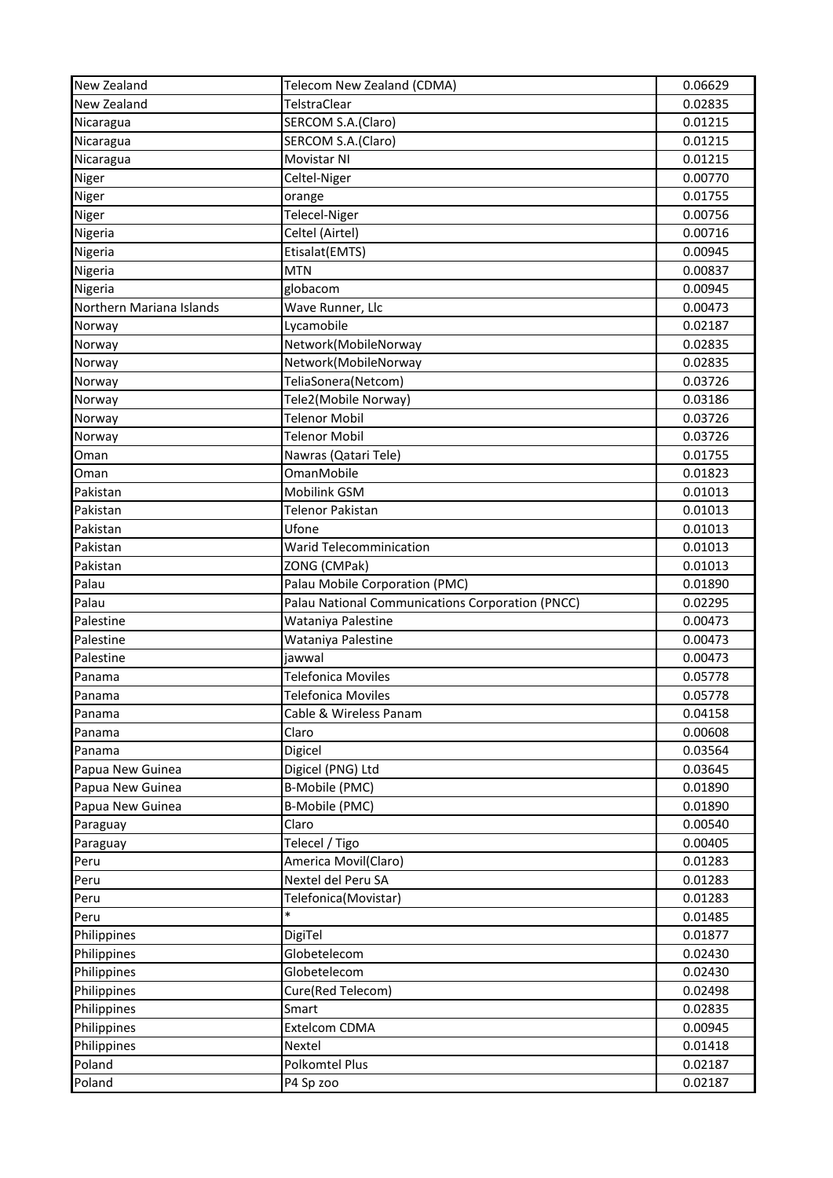| | | |
|---|---|---|
| New Zealand | Telecom New Zealand (CDMA) | 0.06629 |
| New Zealand | TelstraClear | 0.02835 |
| Nicaragua | SERCOM S.A.(Claro) | 0.01215 |
| Nicaragua | SERCOM S.A.(Claro) | 0.01215 |
| Nicaragua | Movistar NI | 0.01215 |
| Niger | Celtel-Niger | 0.00770 |
| Niger | orange | 0.01755 |
| Niger | Telecel-Niger | 0.00756 |
| Nigeria | Celtel (Airtel) | 0.00716 |
| Nigeria | Etisalat(EMTS) | 0.00945 |
| Nigeria | MTN | 0.00837 |
| Nigeria | globacom | 0.00945 |
| Northern Mariana Islands | Wave Runner, Llc | 0.00473 |
| Norway | Lycamobile | 0.02187 |
| Norway | Network(MobileNorway | 0.02835 |
| Norway | Network(MobileNorway | 0.02835 |
| Norway | TeliaSonera(Netcom) | 0.03726 |
| Norway | Tele2(Mobile Norway) | 0.03186 |
| Norway | Telenor Mobil | 0.03726 |
| Norway | Telenor Mobil | 0.03726 |
| Oman | Nawras (Qatari Tele) | 0.01755 |
| Oman | OmanMobile | 0.01823 |
| Pakistan | Mobilink GSM | 0.01013 |
| Pakistan | Telenor Pakistan | 0.01013 |
| Pakistan | Ufone | 0.01013 |
| Pakistan | Warid Telecomminication | 0.01013 |
| Pakistan | ZONG (CMPak) | 0.01013 |
| Palau | Palau Mobile Corporation (PMC) | 0.01890 |
| Palau | Palau National Communications Corporation (PNCC) | 0.02295 |
| Palestine | Wataniya Palestine | 0.00473 |
| Palestine | Wataniya Palestine | 0.00473 |
| Palestine | jawwal | 0.00473 |
| Panama | Telefonica Moviles | 0.05778 |
| Panama | Telefonica Moviles | 0.05778 |
| Panama | Cable & Wireless Panam | 0.04158 |
| Panama | Claro | 0.00608 |
| Panama | Digicel | 0.03564 |
| Papua New Guinea | Digicel (PNG) Ltd | 0.03645 |
| Papua New Guinea | B-Mobile (PMC) | 0.01890 |
| Papua New Guinea | B-Mobile (PMC) | 0.01890 |
| Paraguay | Claro | 0.00540 |
| Paraguay | Telecel / Tigo | 0.00405 |
| Peru | America Movil(Claro) | 0.01283 |
| Peru | Nextel del Peru SA | 0.01283 |
| Peru | Telefonica(Movistar) | 0.01283 |
| Peru | * | 0.01485 |
| Philippines | DigiTel | 0.01877 |
| Philippines | Globetelecom | 0.02430 |
| Philippines | Globetelecom | 0.02430 |
| Philippines | Cure(Red Telecom) | 0.02498 |
| Philippines | Smart | 0.02835 |
| Philippines | Extelcom CDMA | 0.00945 |
| Philippines | Nextel | 0.01418 |
| Poland | Polkomtel Plus | 0.02187 |
| Poland | P4 Sp zoo | 0.02187 |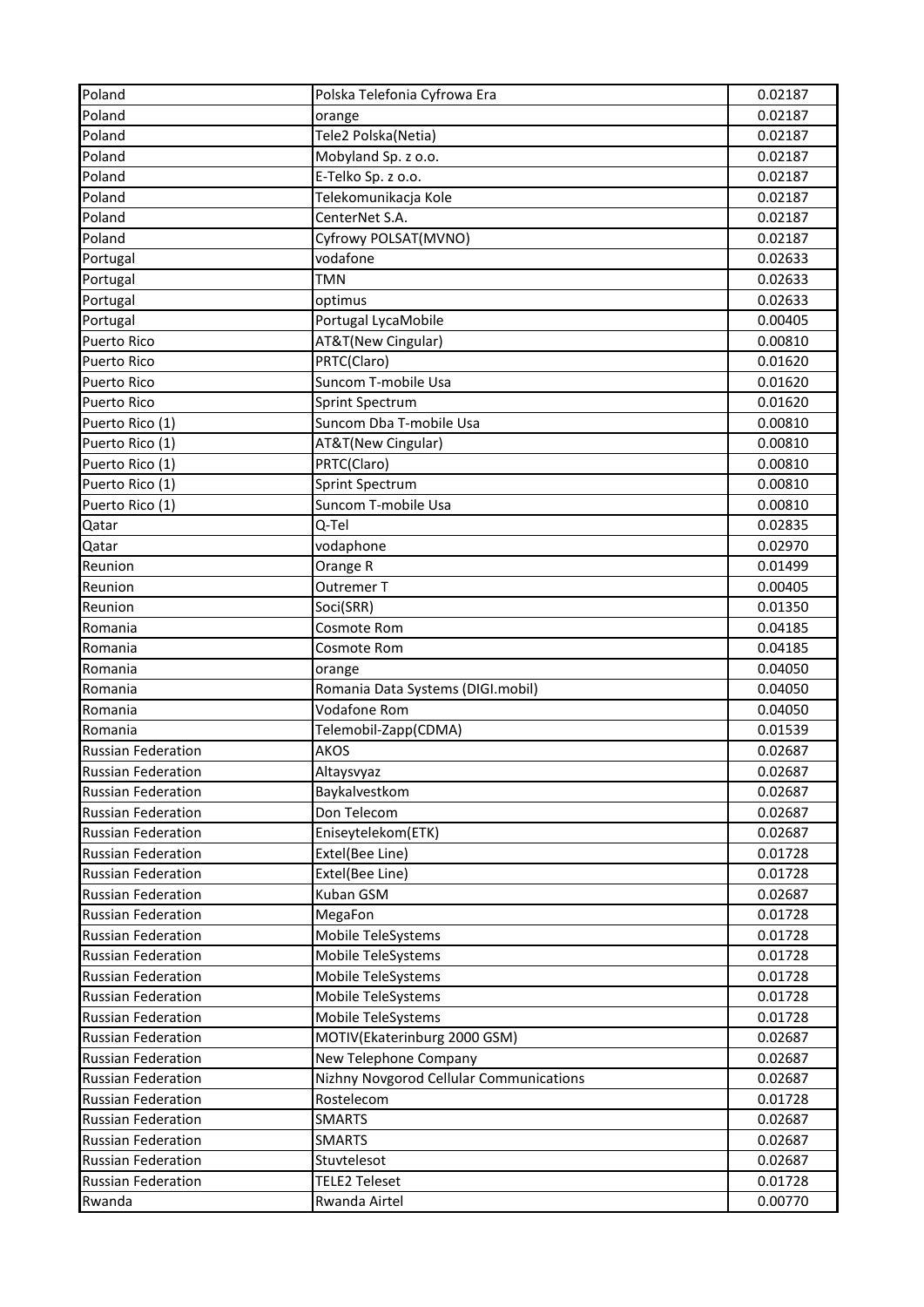| | | |
|---|---|---|
| Poland | Polska Telefonia Cyfrowa Era | 0.02187 |
| Poland | orange | 0.02187 |
| Poland | Tele2 Polska(Netia) | 0.02187 |
| Poland | Mobyland Sp. z o.o. | 0.02187 |
| Poland | E-Telko Sp. z o.o. | 0.02187 |
| Poland | Telekomunikacja Kole | 0.02187 |
| Poland | CenterNet S.A. | 0.02187 |
| Poland | Cyfrowy POLSAT(MVNO) | 0.02187 |
| Portugal | vodafone | 0.02633 |
| Portugal | TMN | 0.02633 |
| Portugal | optimus | 0.02633 |
| Portugal | Portugal LycaMobile | 0.00405 |
| Puerto Rico | AT&T(New Cingular) | 0.00810 |
| Puerto Rico | PRTC(Claro) | 0.01620 |
| Puerto Rico | Suncom T-mobile Usa | 0.01620 |
| Puerto Rico | Sprint Spectrum | 0.01620 |
| Puerto Rico (1) | Suncom Dba T-mobile Usa | 0.00810 |
| Puerto Rico (1) | AT&T(New Cingular) | 0.00810 |
| Puerto Rico (1) | PRTC(Claro) | 0.00810 |
| Puerto Rico (1) | Sprint Spectrum | 0.00810 |
| Puerto Rico (1) | Suncom T-mobile Usa | 0.00810 |
| Qatar | Q-Tel | 0.02835 |
| Qatar | vodaphone | 0.02970 |
| Reunion | Orange R | 0.01499 |
| Reunion | Outremer T | 0.00405 |
| Reunion | Soci(SRR) | 0.01350 |
| Romania | Cosmote Rom | 0.04185 |
| Romania | Cosmote Rom | 0.04185 |
| Romania | orange | 0.04050 |
| Romania | Romania Data Systems (DIGI.mobil) | 0.04050 |
| Romania | Vodafone Rom | 0.04050 |
| Romania | Telemobil-Zapp(CDMA) | 0.01539 |
| Russian Federation | AKOS | 0.02687 |
| Russian Federation | Altaysvyaz | 0.02687 |
| Russian Federation | Baykalvestkom | 0.02687 |
| Russian Federation | Don Telecom | 0.02687 |
| Russian Federation | Eniseytelekom(ETK) | 0.02687 |
| Russian Federation | Extel(Bee Line) | 0.01728 |
| Russian Federation | Extel(Bee Line) | 0.01728 |
| Russian Federation | Kuban GSM | 0.02687 |
| Russian Federation | MegaFon | 0.01728 |
| Russian Federation | Mobile TeleSystems | 0.01728 |
| Russian Federation | Mobile TeleSystems | 0.01728 |
| Russian Federation | Mobile TeleSystems | 0.01728 |
| Russian Federation | Mobile TeleSystems | 0.01728 |
| Russian Federation | Mobile TeleSystems | 0.01728 |
| Russian Federation | MOTIV(Ekaterinburg 2000 GSM) | 0.02687 |
| Russian Federation | New Telephone Company | 0.02687 |
| Russian Federation | Nizhny Novgorod Cellular Communications | 0.02687 |
| Russian Federation | Rostelecom | 0.01728 |
| Russian Federation | SMARTS | 0.02687 |
| Russian Federation | SMARTS | 0.02687 |
| Russian Federation | Stuvtelesot | 0.02687 |
| Russian Federation | TELE2 Teleset | 0.01728 |
| Rwanda | Rwanda Airtel | 0.00770 |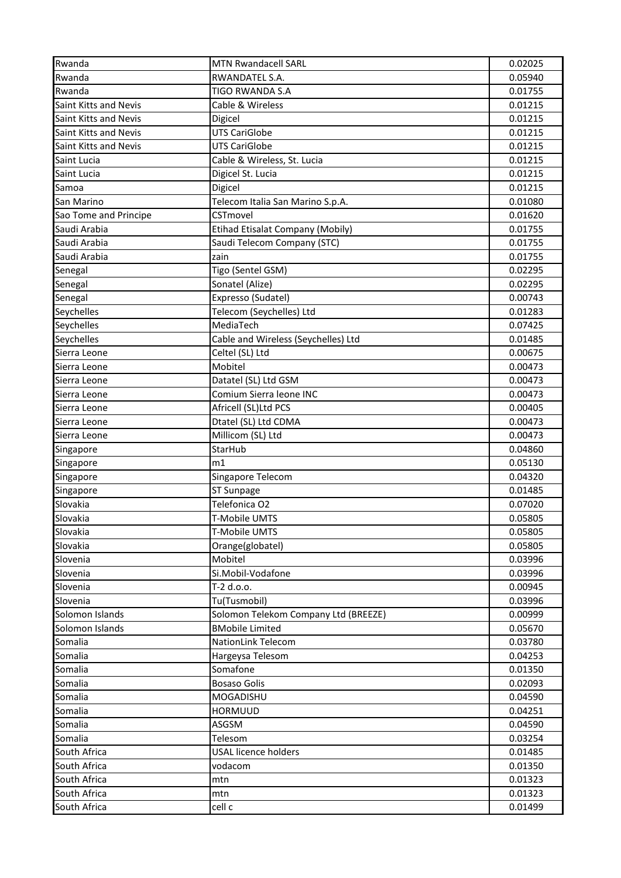| | | |
|---|---|---|
| Rwanda | MTN Rwandacell SARL | 0.02025 |
| Rwanda | RWANDATEL S.A. | 0.05940 |
| Rwanda | TIGO RWANDA S.A | 0.01755 |
| Saint Kitts and Nevis | Cable & Wireless | 0.01215 |
| Saint Kitts and Nevis | Digicel | 0.01215 |
| Saint Kitts and Nevis | UTS CariGlobe | 0.01215 |
| Saint Kitts and Nevis | UTS CariGlobe | 0.01215 |
| Saint Lucia | Cable & Wireless, St. Lucia | 0.01215 |
| Saint Lucia | Digicel St. Lucia | 0.01215 |
| Samoa | Digicel | 0.01215 |
| San Marino | Telecom Italia San Marino S.p.A. | 0.01080 |
| Sao Tome and Principe | CSTmovel | 0.01620 |
| Saudi Arabia | Etihad Etisalat Company (Mobily) | 0.01755 |
| Saudi Arabia | Saudi Telecom Company (STC) | 0.01755 |
| Saudi Arabia | zain | 0.01755 |
| Senegal | Tigo (Sentel GSM) | 0.02295 |
| Senegal | Sonatel (Alize) | 0.02295 |
| Senegal | Expresso (Sudatel) | 0.00743 |
| Seychelles | Telecom (Seychelles) Ltd | 0.01283 |
| Seychelles | MediaTech | 0.07425 |
| Seychelles | Cable and Wireless (Seychelles) Ltd | 0.01485 |
| Sierra Leone | Celtel (SL) Ltd | 0.00675 |
| Sierra Leone | Mobitel | 0.00473 |
| Sierra Leone | Datatel (SL) Ltd GSM | 0.00473 |
| Sierra Leone | Comium Sierra leone INC | 0.00473 |
| Sierra Leone | Africell (SL)Ltd PCS | 0.00405 |
| Sierra Leone | Dtatel (SL) Ltd CDMA | 0.00473 |
| Sierra Leone | Millicom (SL) Ltd | 0.00473 |
| Singapore | StarHub | 0.04860 |
| Singapore | m1 | 0.05130 |
| Singapore | Singapore Telecom | 0.04320 |
| Singapore | ST Sunpage | 0.01485 |
| Slovakia | Telefonica O2 | 0.07020 |
| Slovakia | T-Mobile UMTS | 0.05805 |
| Slovakia | T-Mobile UMTS | 0.05805 |
| Slovakia | Orange(globatel) | 0.05805 |
| Slovenia | Mobitel | 0.03996 |
| Slovenia | Si.Mobil-Vodafone | 0.03996 |
| Slovenia | T-2 d.o.o. | 0.00945 |
| Slovenia | Tu(Tusmobil) | 0.03996 |
| Solomon Islands | Solomon Telekom Company Ltd (BREEZE) | 0.00999 |
| Solomon Islands | BMobile Limited | 0.05670 |
| Somalia | NationLink Telecom | 0.03780 |
| Somalia | Hargeysa Telesom | 0.04253 |
| Somalia | Somafone | 0.01350 |
| Somalia | Bosaso Golis | 0.02093 |
| Somalia | MOGADISHU | 0.04590 |
| Somalia | HORMUUD | 0.04251 |
| Somalia | ASGSM | 0.04590 |
| Somalia | Telesom | 0.03254 |
| South Africa | USAL licence holders | 0.01485 |
| South Africa | vodacom | 0.01350 |
| South Africa | mtn | 0.01323 |
| South Africa | mtn | 0.01323 |
| South Africa | cell c | 0.01499 |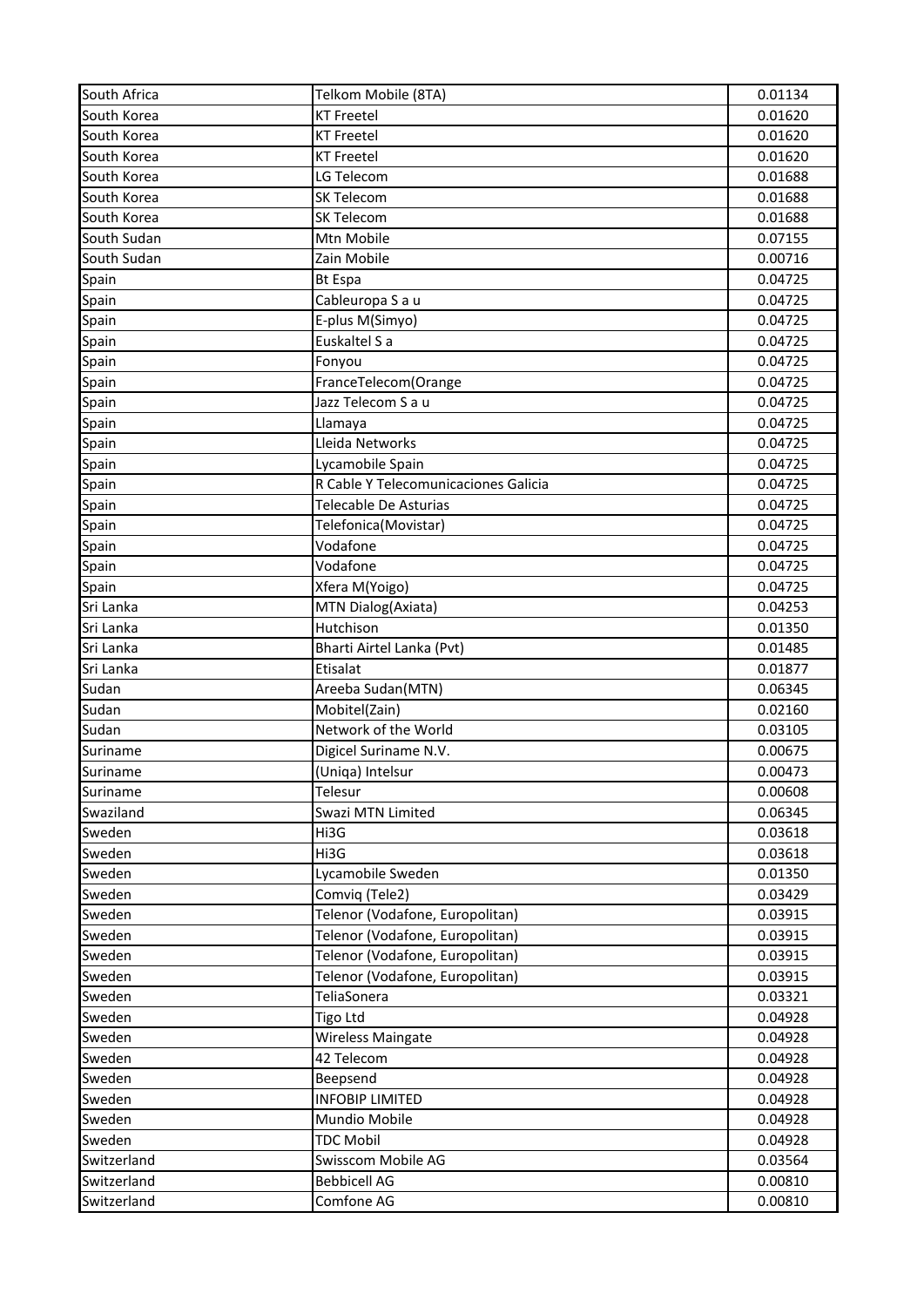| | | |
|---|---|---|
| South Africa | Telkom Mobile (8TA) | 0.01134 |
| South Korea | KT Freetel | 0.01620 |
| South Korea | KT Freetel | 0.01620 |
| South Korea | KT Freetel | 0.01620 |
| South Korea | LG Telecom | 0.01688 |
| South Korea | SK Telecom | 0.01688 |
| South Korea | SK Telecom | 0.01688 |
| South Sudan | Mtn Mobile | 0.07155 |
| South Sudan | Zain Mobile | 0.00716 |
| Spain | Bt Espa | 0.04725 |
| Spain | Cableuropa S a u | 0.04725 |
| Spain | E-plus M(Simyo) | 0.04725 |
| Spain | Euskaltel S a | 0.04725 |
| Spain | Fonyou | 0.04725 |
| Spain | FranceTelecom(Orange | 0.04725 |
| Spain | Jazz Telecom S a u | 0.04725 |
| Spain | Llamaya | 0.04725 |
| Spain | Lleida Networks | 0.04725 |
| Spain | Lycamobile Spain | 0.04725 |
| Spain | R Cable Y Telecomunicaciones Galicia | 0.04725 |
| Spain | Telecable De Asturias | 0.04725 |
| Spain | Telefonica(Movistar) | 0.04725 |
| Spain | Vodafone | 0.04725 |
| Spain | Vodafone | 0.04725 |
| Spain | Xfera M(Yoigo) | 0.04725 |
| Sri Lanka | MTN Dialog(Axiata) | 0.04253 |
| Sri Lanka | Hutchison | 0.01350 |
| Sri Lanka | Bharti Airtel Lanka (Pvt) | 0.01485 |
| Sri Lanka | Etisalat | 0.01877 |
| Sudan | Areeba Sudan(MTN) | 0.06345 |
| Sudan | Mobitel(Zain) | 0.02160 |
| Sudan | Network of the World | 0.03105 |
| Suriname | Digicel Suriname N.V. | 0.00675 |
| Suriname | (Uniqa) Intelsur | 0.00473 |
| Suriname | Telesur | 0.00608 |
| Swaziland | Swazi MTN Limited | 0.06345 |
| Sweden | Hi3G | 0.03618 |
| Sweden | Hi3G | 0.03618 |
| Sweden | Lycamobile Sweden | 0.01350 |
| Sweden | Comviq (Tele2) | 0.03429 |
| Sweden | Telenor (Vodafone, Europolitan) | 0.03915 |
| Sweden | Telenor (Vodafone, Europolitan) | 0.03915 |
| Sweden | Telenor (Vodafone, Europolitan) | 0.03915 |
| Sweden | Telenor (Vodafone, Europolitan) | 0.03915 |
| Sweden | TeliaSonera | 0.03321 |
| Sweden | Tigo Ltd | 0.04928 |
| Sweden | Wireless Maingate | 0.04928 |
| Sweden | 42 Telecom | 0.04928 |
| Sweden | Beepsend | 0.04928 |
| Sweden | INFOBIP LIMITED | 0.04928 |
| Sweden | Mundio Mobile | 0.04928 |
| Sweden | TDC Mobil | 0.04928 |
| Switzerland | Swisscom Mobile AG | 0.03564 |
| Switzerland | Bebbicell AG | 0.00810 |
| Switzerland | Comfone AG | 0.00810 |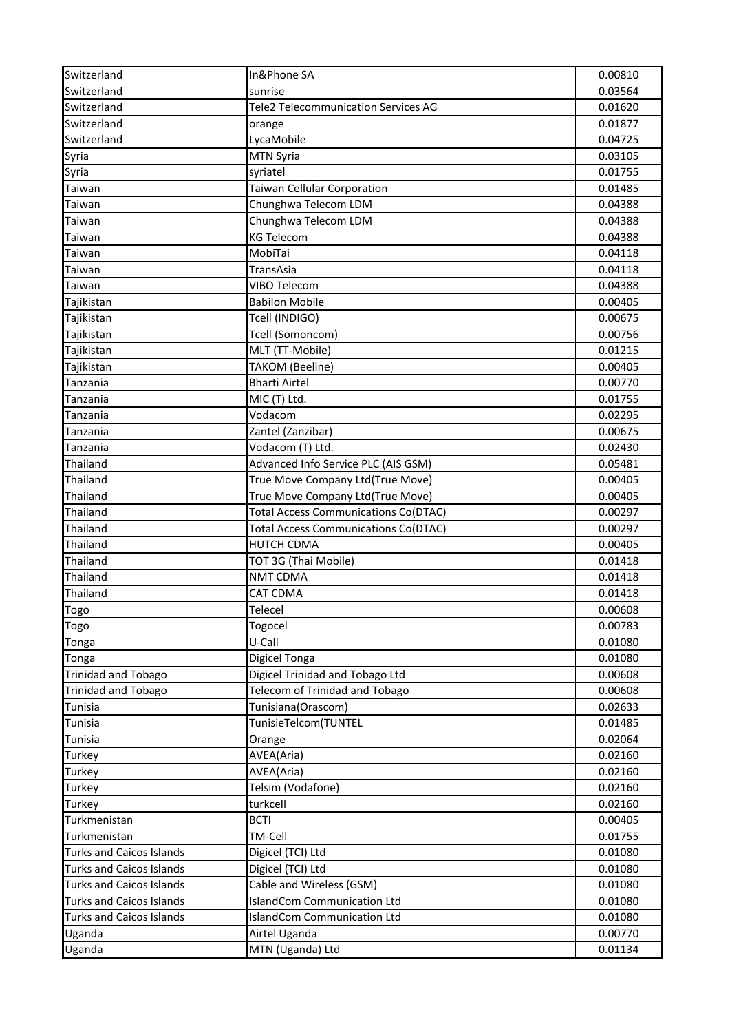| | | |
|---|---|---|
| Switzerland | In&Phone SA | 0.00810 |
| Switzerland | sunrise | 0.03564 |
| Switzerland | Tele2 Telecommunication Services AG | 0.01620 |
| Switzerland | orange | 0.01877 |
| Switzerland | LycaMobile | 0.04725 |
| Syria | MTN Syria | 0.03105 |
| Syria | syriatel | 0.01755 |
| Taiwan | Taiwan Cellular Corporation | 0.01485 |
| Taiwan | Chunghwa Telecom LDM | 0.04388 |
| Taiwan | Chunghwa Telecom LDM | 0.04388 |
| Taiwan | KG Telecom | 0.04388 |
| Taiwan | MobiTai | 0.04118 |
| Taiwan | TransAsia | 0.04118 |
| Taiwan | VIBO Telecom | 0.04388 |
| Tajikistan | Babilon Mobile | 0.00405 |
| Tajikistan | Tcell (INDIGO) | 0.00675 |
| Tajikistan | Tcell (Somoncom) | 0.00756 |
| Tajikistan | MLT (TT-Mobile) | 0.01215 |
| Tajikistan | TAKOM (Beeline) | 0.00405 |
| Tanzania | Bharti Airtel | 0.00770 |
| Tanzania | MIC (T) Ltd. | 0.01755 |
| Tanzania | Vodacom | 0.02295 |
| Tanzania | Zantel (Zanzibar) | 0.00675 |
| Tanzania | Vodacom (T) Ltd. | 0.02430 |
| Thailand | Advanced Info Service PLC (AIS GSM) | 0.05481 |
| Thailand | True Move Company Ltd(True Move) | 0.00405 |
| Thailand | True Move Company Ltd(True Move) | 0.00405 |
| Thailand | Total Access Communications Co(DTAC) | 0.00297 |
| Thailand | Total Access Communications Co(DTAC) | 0.00297 |
| Thailand | HUTCH CDMA | 0.00405 |
| Thailand | TOT 3G (Thai Mobile) | 0.01418 |
| Thailand | NMT CDMA | 0.01418 |
| Thailand | CAT CDMA | 0.01418 |
| Togo | Telecel | 0.00608 |
| Togo | Togocel | 0.00783 |
| Tonga | U-Call | 0.01080 |
| Tonga | Digicel Tonga | 0.01080 |
| Trinidad and Tobago | Digicel Trinidad and Tobago Ltd | 0.00608 |
| Trinidad and Tobago | Telecom of Trinidad and Tobago | 0.00608 |
| Tunisia | Tunisiana(Orascom) | 0.02633 |
| Tunisia | TunisieTelcom(TUNTEL | 0.01485 |
| Tunisia | Orange | 0.02064 |
| Turkey | AVEA(Aria) | 0.02160 |
| Turkey | AVEA(Aria) | 0.02160 |
| Turkey | Telsim (Vodafone) | 0.02160 |
| Turkey | turkcell | 0.02160 |
| Turkmenistan | BCTI | 0.00405 |
| Turkmenistan | TM-Cell | 0.01755 |
| Turks and Caicos Islands | Digicel (TCI) Ltd | 0.01080 |
| Turks and Caicos Islands | Digicel (TCI) Ltd | 0.01080 |
| Turks and Caicos Islands | Cable and Wireless (GSM) | 0.01080 |
| Turks and Caicos Islands | IslandCom Communication Ltd | 0.01080 |
| Turks and Caicos Islands | IslandCom Communication Ltd | 0.01080 |
| Uganda | Airtel Uganda | 0.00770 |
| Uganda | MTN (Uganda) Ltd | 0.01134 |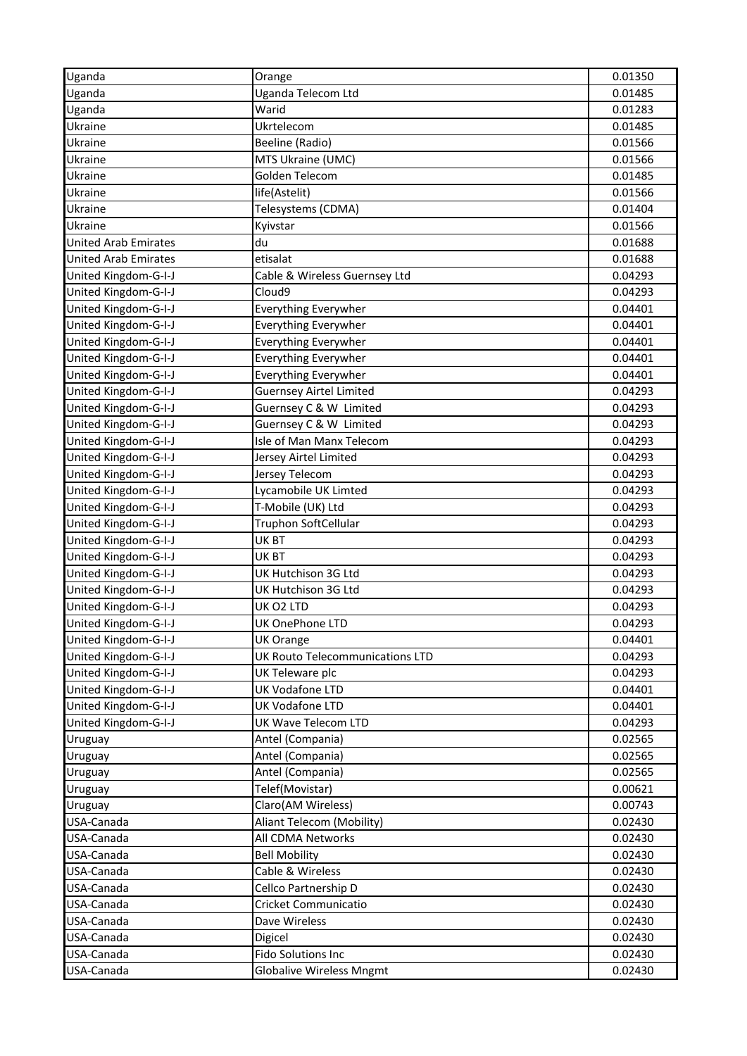| | | |
|---|---|---|
| Uganda | Orange | 0.01350 |
| Uganda | Uganda Telecom Ltd | 0.01485 |
| Uganda | Warid | 0.01283 |
| Ukraine | Ukrtelecom | 0.01485 |
| Ukraine | Beeline (Radio) | 0.01566 |
| Ukraine | MTS Ukraine (UMC) | 0.01566 |
| Ukraine | Golden Telecom | 0.01485 |
| Ukraine | life(Astelit) | 0.01566 |
| Ukraine | Telesystems (CDMA) | 0.01404 |
| Ukraine | Kyivstar | 0.01566 |
| United Arab Emirates | du | 0.01688 |
| United Arab Emirates | etisalat | 0.01688 |
| United Kingdom-G-I-J | Cable & Wireless Guernsey Ltd | 0.04293 |
| United Kingdom-G-I-J | Cloud9 | 0.04293 |
| United Kingdom-G-I-J | Everything Everywher | 0.04401 |
| United Kingdom-G-I-J | Everything Everywher | 0.04401 |
| United Kingdom-G-I-J | Everything Everywher | 0.04401 |
| United Kingdom-G-I-J | Everything Everywher | 0.04401 |
| United Kingdom-G-I-J | Everything Everywher | 0.04401 |
| United Kingdom-G-I-J | Guernsey Airtel Limited | 0.04293 |
| United Kingdom-G-I-J | Guernsey C & W Limited | 0.04293 |
| United Kingdom-G-I-J | Guernsey C & W Limited | 0.04293 |
| United Kingdom-G-I-J | Isle of Man Manx Telecom | 0.04293 |
| United Kingdom-G-I-J | Jersey Airtel Limited | 0.04293 |
| United Kingdom-G-I-J | Jersey Telecom | 0.04293 |
| United Kingdom-G-I-J | Lycamobile UK Limted | 0.04293 |
| United Kingdom-G-I-J | T-Mobile (UK) Ltd | 0.04293 |
| United Kingdom-G-I-J | Truphon SoftCellular | 0.04293 |
| United Kingdom-G-I-J | UK BT | 0.04293 |
| United Kingdom-G-I-J | UK BT | 0.04293 |
| United Kingdom-G-I-J | UK Hutchison 3G Ltd | 0.04293 |
| United Kingdom-G-I-J | UK Hutchison 3G Ltd | 0.04293 |
| United Kingdom-G-I-J | UK O2 LTD | 0.04293 |
| United Kingdom-G-I-J | UK OnePhone LTD | 0.04293 |
| United Kingdom-G-I-J | UK Orange | 0.04401 |
| United Kingdom-G-I-J | UK Routo Telecommunications LTD | 0.04293 |
| United Kingdom-G-I-J | UK Teleware plc | 0.04293 |
| United Kingdom-G-I-J | UK Vodafone LTD | 0.04401 |
| United Kingdom-G-I-J | UK Vodafone LTD | 0.04401 |
| United Kingdom-G-I-J | UK Wave Telecom LTD | 0.04293 |
| Uruguay | Antel (Compania) | 0.02565 |
| Uruguay | Antel (Compania) | 0.02565 |
| Uruguay | Antel (Compania) | 0.02565 |
| Uruguay | Telef(Movistar) | 0.00621 |
| Uruguay | Claro(AM Wireless) | 0.00743 |
| USA-Canada | Aliant Telecom (Mobility) | 0.02430 |
| USA-Canada | All CDMA Networks | 0.02430 |
| USA-Canada | Bell Mobility | 0.02430 |
| USA-Canada | Cable & Wireless | 0.02430 |
| USA-Canada | Cellco Partnership D | 0.02430 |
| USA-Canada | Cricket Communicatio | 0.02430 |
| USA-Canada | Dave Wireless | 0.02430 |
| USA-Canada | Digicel | 0.02430 |
| USA-Canada | Fido Solutions Inc | 0.02430 |
| USA-Canada | Globalive Wireless Mngmt | 0.02430 |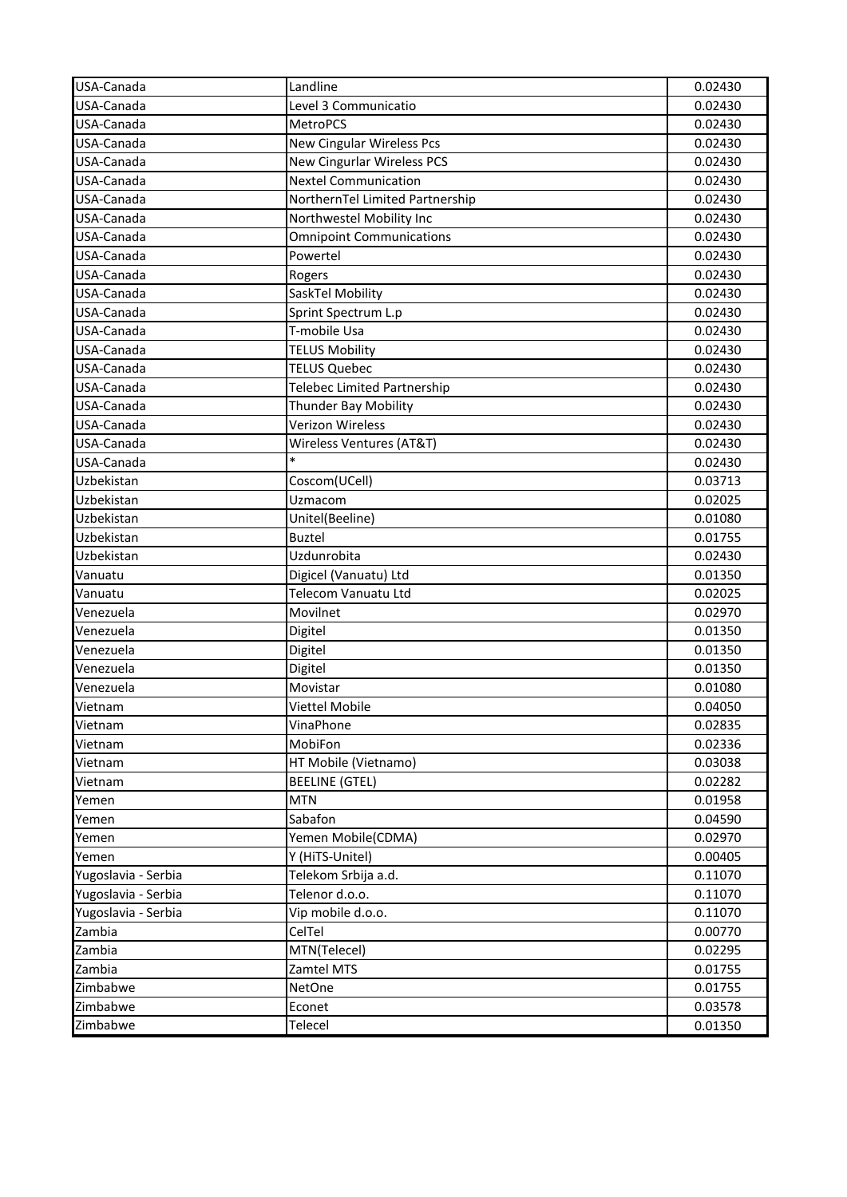| | | |
|---|---|---|
| USA-Canada | Landline | 0.02430 |
| USA-Canada | Level 3 Communicatio | 0.02430 |
| USA-Canada | MetroPCS | 0.02430 |
| USA-Canada | New Cingular Wireless Pcs | 0.02430 |
| USA-Canada | New Cingurlar Wireless PCS | 0.02430 |
| USA-Canada | Nextel Communication | 0.02430 |
| USA-Canada | NorthernTel Limited Partnership | 0.02430 |
| USA-Canada | Northwestel Mobility Inc | 0.02430 |
| USA-Canada | Omnipoint Communications | 0.02430 |
| USA-Canada | Powertel | 0.02430 |
| USA-Canada | Rogers | 0.02430 |
| USA-Canada | SaskTel Mobility | 0.02430 |
| USA-Canada | Sprint Spectrum L.p | 0.02430 |
| USA-Canada | T-mobile Usa | 0.02430 |
| USA-Canada | TELUS Mobility | 0.02430 |
| USA-Canada | TELUS Quebec | 0.02430 |
| USA-Canada | Telebec Limited Partnership | 0.02430 |
| USA-Canada | Thunder Bay Mobility | 0.02430 |
| USA-Canada | Verizon Wireless | 0.02430 |
| USA-Canada | Wireless Ventures (AT&T) | 0.02430 |
| USA-Canada | * | 0.02430 |
| Uzbekistan | Coscom(UCell) | 0.03713 |
| Uzbekistan | Uzmacom | 0.02025 |
| Uzbekistan | Unitel(Beeline) | 0.01080 |
| Uzbekistan | Buztel | 0.01755 |
| Uzbekistan | Uzdunrobita | 0.02430 |
| Vanuatu | Digicel (Vanuatu) Ltd | 0.01350 |
| Vanuatu | Telecom Vanuatu Ltd | 0.02025 |
| Venezuela | Movilnet | 0.02970 |
| Venezuela | Digitel | 0.01350 |
| Venezuela | Digitel | 0.01350 |
| Venezuela | Digitel | 0.01350 |
| Venezuela | Movistar | 0.01080 |
| Vietnam | Viettel Mobile | 0.04050 |
| Vietnam | VinaPhone | 0.02835 |
| Vietnam | MobiFon | 0.02336 |
| Vietnam | HT Mobile (Vietnamo) | 0.03038 |
| Vietnam | BEELINE (GTEL) | 0.02282 |
| Yemen | MTN | 0.01958 |
| Yemen | Sabafon | 0.04590 |
| Yemen | Yemen Mobile(CDMA) | 0.02970 |
| Yemen | Y (HiTS-Unitel) | 0.00405 |
| Yugoslavia - Serbia | Telekom Srbija a.d. | 0.11070 |
| Yugoslavia - Serbia | Telenor d.o.o. | 0.11070 |
| Yugoslavia - Serbia | Vip mobile d.o.o. | 0.11070 |
| Zambia | CelTel | 0.00770 |
| Zambia | MTN(Telecel) | 0.02295 |
| Zambia | Zamtel MTS | 0.01755 |
| Zimbabwe | NetOne | 0.01755 |
| Zimbabwe | Econet | 0.03578 |
| Zimbabwe | Telecel | 0.01350 |